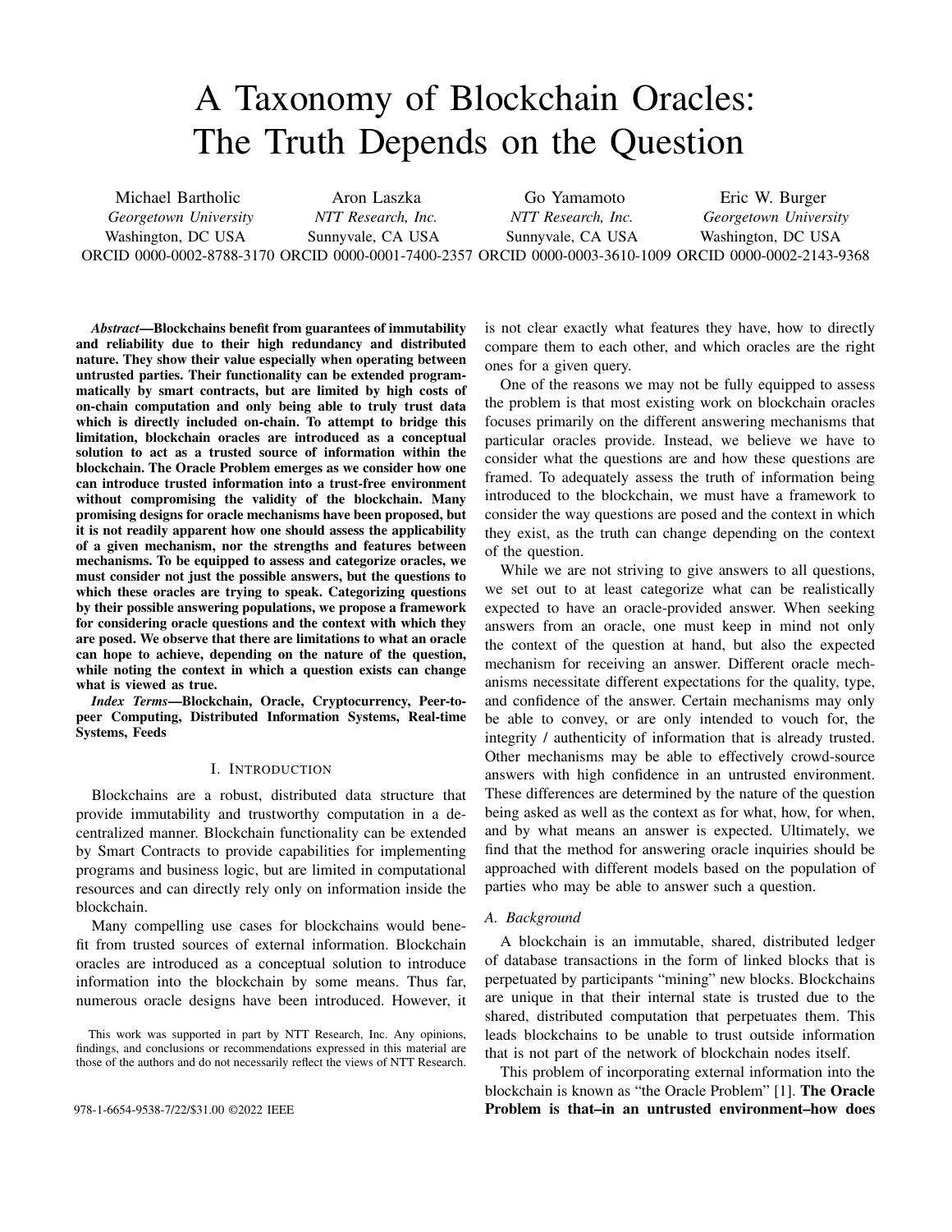# A Taxonomy of Blockchain Oracles: The Truth Depends on the Question

Michael Bartholic
*Georgetown University*
Washington, DC USA
ORCID 0000-0002-8788-3170

Aron Laszka
*NTT Research, Inc.*
Sunnyvale, CA USA
ORCID 0000-0001-7400-2357

Go Yamamoto
*NTT Research, Inc.*
Sunnyvale, CA USA
ORCID 0000-0003-3610-1009

Eric W. Burger
*Georgetown University*
Washington, DC USA
ORCID 0000-0002-2143-9368

***Abstract*—Blockchains benefit from guarantees of immutability and reliability due to their high redundancy and distributed nature. They show their value especially when operating between untrusted parties. Their functionality can be extended programmatically by smart contracts, but are limited by high costs of on-chain computation and only being able to truly trust data which is directly included on-chain. To attempt to bridge this limitation, blockchain oracles are introduced as a conceptual solution to act as a trusted source of information within the blockchain. The Oracle Problem emerges as we consider how one can introduce trusted information into a trust-free environment without compromising the validity of the blockchain. Many promising designs for oracle mechanisms have been proposed, but it is not readily apparent how one should assess the applicability of a given mechanism, nor the strengths and features between mechanisms. To be equipped to assess and categorize oracles, we must consider not just the possible answers, but the questions to which these oracles are trying to speak. Categorizing questions by their possible answering populations, we propose a framework for considering oracle questions and the context with which they are posed. We observe that there are limitations to what an oracle can hope to achieve, depending on the nature of the question, while noting the context in which a question exists can change what is viewed as true.**

***Index Terms*—Blockchain, Oracle, Cryptocurrency, Peer-to-peer Computing, Distributed Information Systems, Real-time Systems, Feeds**

## I. Introduction

Blockchains are a robust, distributed data structure that provide immutability and trustworthy computation in a decentralized manner. Blockchain functionality can be extended by Smart Contracts to provide capabilities for implementing programs and business logic, but are limited in computational resources and can directly rely only on information inside the blockchain.

Many compelling use cases for blockchains would benefit from trusted sources of external information. Blockchain oracles are introduced as a conceptual solution to introduce information into the blockchain by some means. Thus far, numerous oracle designs have been introduced. However, it is not clear exactly what features they have, how to directly compare them to each other, and which oracles are the right ones for a given query.

One of the reasons we may not be fully equipped to assess the problem is that most existing work on blockchain oracles focuses primarily on the different answering mechanisms that particular oracles provide. Instead, we believe we have to consider what the questions are and how these questions are framed. To adequately assess the truth of information being introduced to the blockchain, we must have a framework to consider the way questions are posed and the context in which they exist, as the truth can change depending on the context of the question.

While we are not striving to give answers to all questions, we set out to at least categorize what can be realistically expected to have an oracle-provided answer. When seeking answers from an oracle, one must keep in mind not only the context of the question at hand, but also the expected mechanism for receiving an answer. Different oracle mechanisms necessitate different expectations for the quality, type, and confidence of the answer. Certain mechanisms may only be able to convey, or are only intended to vouch for, the integrity / authenticity of information that is already trusted. Other mechanisms may be able to effectively crowd-source answers with high confidence in an untrusted environment. These differences are determined by the nature of the question being asked as well as the context as for what, how, for when, and by what means an answer is expected. Ultimately, we find that the method for answering oracle inquiries should be approached with different models based on the population of parties who may be able to answer such a question.

### A. Background

A blockchain is an immutable, shared, distributed ledger of database transactions in the form of linked blocks that is perpetuated by participants "mining" new blocks. Blockchains are unique in that their internal state is trusted due to the shared, distributed computation that perpetuates them. This leads blockchains to be unable to trust outside information that is not part of the network of blockchain nodes itself.

This problem of incorporating external information into the blockchain is known as "the Oracle Problem" [1]. **The Oracle Problem is that–in an untrusted environment–how does**

This work was supported in part by NTT Research, Inc. Any opinions, findings, and conclusions or recommendations expressed in this material are those of the authors and do not necessarily reflect the views of NTT Research.

978-1-6654-9538-7/22/$31.00 ©2022 IEEE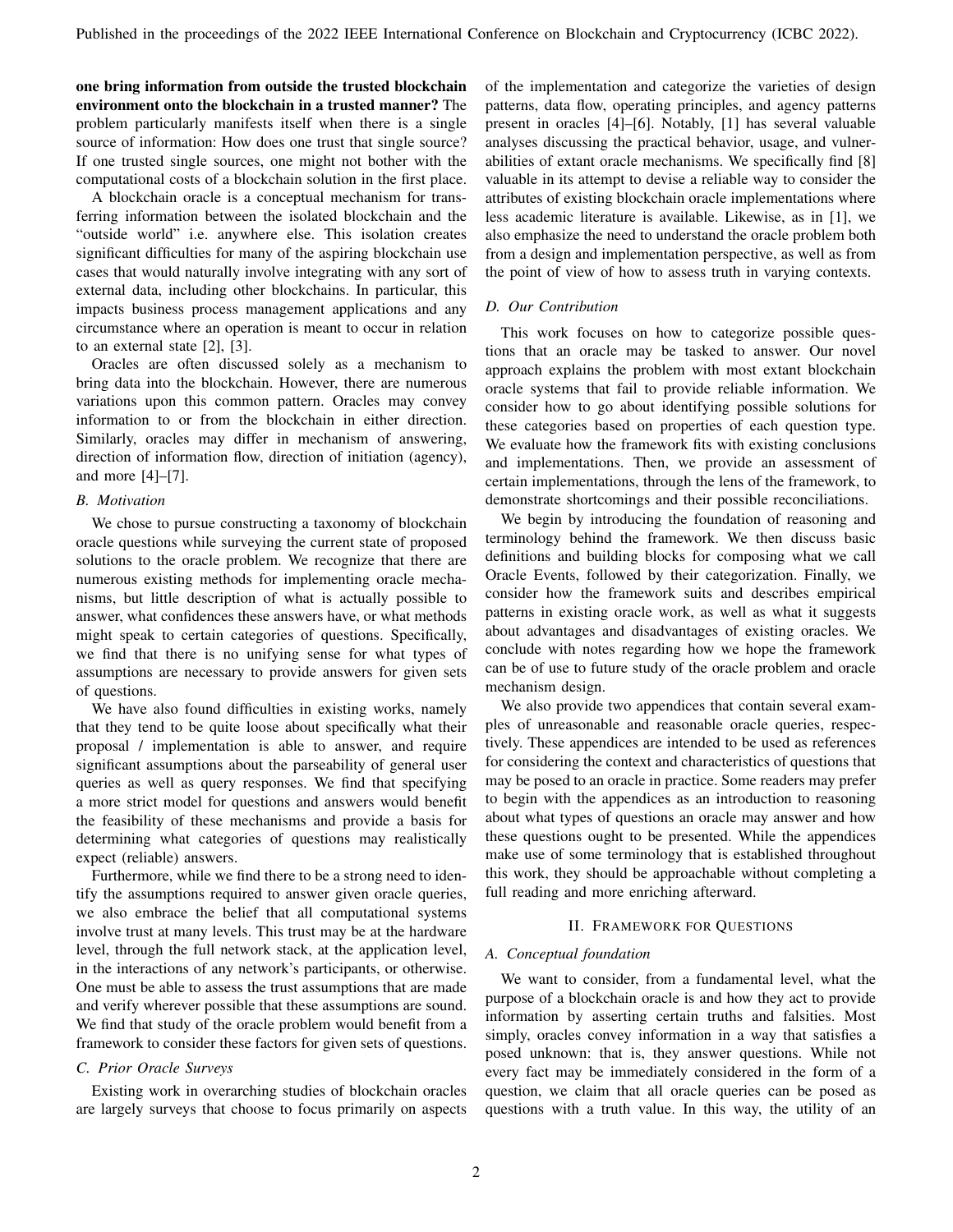**one bring information from outside the trusted blockchain environment onto the blockchain in a trusted manner?** The problem particularly manifests itself when there is a single source of information: How does one trust that single source? If one trusted single sources, one might not bother with the computational costs of a blockchain solution in the first place.

A blockchain oracle is a conceptual mechanism for transferring information between the isolated blockchain and the "outside world" i.e. anywhere else. This isolation creates significant difficulties for many of the aspiring blockchain use cases that would naturally involve integrating with any sort of external data, including other blockchains. In particular, this impacts business process management applications and any circumstance where an operation is meant to occur in relation to an external state [2], [3].

Oracles are often discussed solely as a mechanism to bring data into the blockchain. However, there are numerous variations upon this common pattern. Oracles may convey information to or from the blockchain in either direction. Similarly, oracles may differ in mechanism of answering, direction of information flow, direction of initiation (agency), and more [4]–[7].

### *B. Motivation*

We chose to pursue constructing a taxonomy of blockchain oracle questions while surveying the current state of proposed solutions to the oracle problem. We recognize that there are numerous existing methods for implementing oracle mechanisms, but little description of what is actually possible to answer, what confidences these answers have, or what methods might speak to certain categories of questions. Specifically, we find that there is no unifying sense for what types of assumptions are necessary to provide answers for given sets of questions.

We have also found difficulties in existing works, namely that they tend to be quite loose about specifically what their proposal / implementation is able to answer, and require significant assumptions about the parseability of general user queries as well as query responses. We find that specifying a more strict model for questions and answers would benefit the feasibility of these mechanisms and provide a basis for determining what categories of questions may realistically expect (reliable) answers.

Furthermore, while we find there to be a strong need to identify the assumptions required to answer given oracle queries, we also embrace the belief that all computational systems involve trust at many levels. This trust may be at the hardware level, through the full network stack, at the application level, in the interactions of any network's participants, or otherwise. One must be able to assess the trust assumptions that are made and verify wherever possible that these assumptions are sound. We find that study of the oracle problem would benefit from a framework to consider these factors for given sets of questions.

### *C. Prior Oracle Surveys*

Existing work in overarching studies of blockchain oracles are largely surveys that choose to focus primarily on aspects of the implementation and categorize the varieties of design patterns, data flow, operating principles, and agency patterns present in oracles [4]–[6]. Notably, [1] has several valuable analyses discussing the practical behavior, usage, and vulnerabilities of extant oracle mechanisms. We specifically find [8] valuable in its attempt to devise a reliable way to consider the attributes of existing blockchain oracle implementations where less academic literature is available. Likewise, as in [1], we also emphasize the need to understand the oracle problem both from a design and implementation perspective, as well as from the point of view of how to assess truth in varying contexts.

### *D. Our Contribution*

This work focuses on how to categorize possible questions that an oracle may be tasked to answer. Our novel approach explains the problem with most extant blockchain oracle systems that fail to provide reliable information. We consider how to go about identifying possible solutions for these categories based on properties of each question type. We evaluate how the framework fits with existing conclusions and implementations. Then, we provide an assessment of certain implementations, through the lens of the framework, to demonstrate shortcomings and their possible reconciliations.

We begin by introducing the foundation of reasoning and terminology behind the framework. We then discuss basic definitions and building blocks for composing what we call Oracle Events, followed by their categorization. Finally, we consider how the framework suits and describes empirical patterns in existing oracle work, as well as what it suggests about advantages and disadvantages of existing oracles. We conclude with notes regarding how we hope the framework can be of use to future study of the oracle problem and oracle mechanism design.

We also provide two appendices that contain several examples of unreasonable and reasonable oracle queries, respectively. These appendices are intended to be used as references for considering the context and characteristics of questions that may be posed to an oracle in practice. Some readers may prefer to begin with the appendices as an introduction to reasoning about what types of questions an oracle may answer and how these questions ought to be presented. While the appendices make use of some terminology that is established throughout this work, they should be approachable without completing a full reading and more enriching afterward.

## II. Framework for Questions

### *A. Conceptual foundation*

We want to consider, from a fundamental level, what the purpose of a blockchain oracle is and how they act to provide information by asserting certain truths and falsities. Most simply, oracles convey information in a way that satisfies a posed unknown: that is, they answer questions. While not every fact may be immediately considered in the form of a question, we claim that all oracle queries can be posed as questions with a truth value. In this way, the utility of an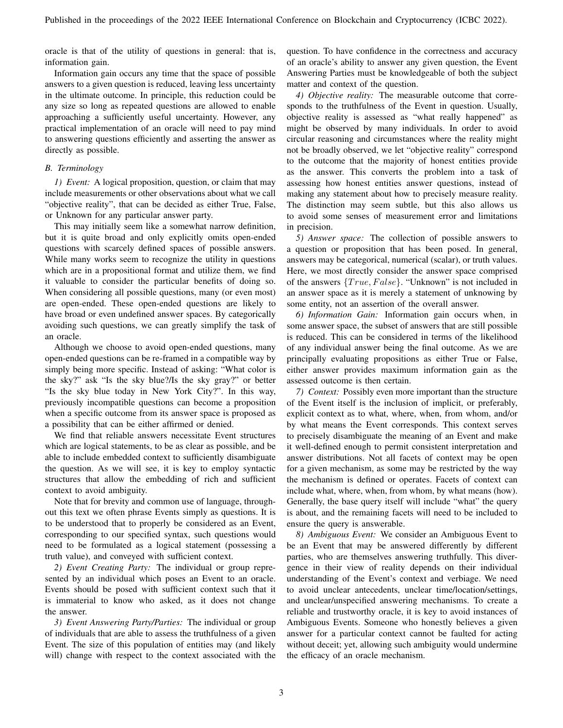oracle is that of the utility of questions in general: that is, information gain.

Information gain occurs any time that the space of possible answers to a given question is reduced, leaving less uncertainty in the ultimate outcome. In principle, this reduction could be any size so long as repeated questions are allowed to enable approaching a sufficiently useful uncertainty. However, any practical implementation of an oracle will need to pay mind to answering questions efficiently and asserting the answer as directly as possible.

### B. Terminology

*1) Event:* A logical proposition, question, or claim that may include measurements or other observations about what we call "objective reality", that can be decided as either True, False, or Unknown for any particular answer party.

This may initially seem like a somewhat narrow definition, but it is quite broad and only explicitly omits open-ended questions with scarcely defined spaces of possible answers. While many works seem to recognize the utility in questions which are in a propositional format and utilize them, we find it valuable to consider the particular benefits of doing so. When considering all possible questions, many (or even most) are open-ended. These open-ended questions are likely to have broad or even undefined answer spaces. By categorically avoiding such questions, we can greatly simplify the task of an oracle.

Although we choose to avoid open-ended questions, many open-ended questions can be re-framed in a compatible way by simply being more specific. Instead of asking: "What color is the sky?" ask "Is the sky blue?/Is the sky gray?" or better "Is the sky blue today in New York City?". In this way, previously incompatible questions can become a proposition when a specific outcome from its answer space is proposed as a possibility that can be either affirmed or denied.

We find that reliable answers necessitate Event structures which are logical statements, to be as clear as possible, and be able to include embedded context to sufficiently disambiguate the question. As we will see, it is key to employ syntactic structures that allow the embedding of rich and sufficient context to avoid ambiguity.

Note that for brevity and common use of language, throughout this text we often phrase Events simply as questions. It is to be understood that to properly be considered as an Event, corresponding to our specified syntax, such questions would need to be formulated as a logical statement (possessing a truth value), and conveyed with sufficient context.

*2) Event Creating Party:* The individual or group represented by an individual which poses an Event to an oracle. Events should be posed with sufficient context such that it is immaterial to know who asked, as it does not change the answer.

*3) Event Answering Party/Parties:* The individual or group of individuals that are able to assess the truthfulness of a given Event. The size of this population of entities may (and likely will) change with respect to the context associated with the question. To have confidence in the correctness and accuracy of an oracle's ability to answer any given question, the Event Answering Parties must be knowledgeable of both the subject matter and context of the question.

*4) Objective reality:* The measurable outcome that corresponds to the truthfulness of the Event in question. Usually, objective reality is assessed as "what really happened" as might be observed by many individuals. In order to avoid circular reasoning and circumstances where the reality might not be broadly observed, we let "objective reality" correspond to the outcome that the majority of honest entities provide as the answer. This converts the problem into a task of assessing how honest entities answer questions, instead of making any statement about how to precisely measure reality. The distinction may seem subtle, but this also allows us to avoid some senses of measurement error and limitations in precision.

*5) Answer space:* The collection of possible answers to a question or proposition that has been posed. In general, answers may be categorical, numerical (scalar), or truth values. Here, we most directly consider the answer space comprised of the answers $\{True, False\}$. "Unknown" is not included in an answer space as it is merely a statement of unknowing by some entity, not an assertion of the overall answer.

*6) Information Gain:* Information gain occurs when, in some answer space, the subset of answers that are still possible is reduced. This can be considered in terms of the likelihood of any individual answer being the final outcome. As we are principally evaluating propositions as either True or False, either answer provides maximum information gain as the assessed outcome is then certain.

*7) Context:* Possibly even more important than the structure of the Event itself is the inclusion of implicit, or preferably, explicit context as to what, where, when, from whom, and/or by what means the Event corresponds. This context serves to precisely disambiguate the meaning of an Event and make it well-defined enough to permit consistent interpretation and answer distributions. Not all facets of context may be open for a given mechanism, as some may be restricted by the way the mechanism is defined or operates. Facets of context can include what, where, when, from whom, by what means (how). Generally, the base query itself will include "what" the query is about, and the remaining facets will need to be included to ensure the query is answerable.

*8) Ambiguous Event:* We consider an Ambiguous Event to be an Event that may be answered differently by different parties, who are themselves answering truthfully. This divergence in their view of reality depends on their individual understanding of the Event's context and verbiage. We need to avoid unclear antecedents, unclear time/location/settings, and unclear/unspecified answering mechanisms. To create a reliable and trustworthy oracle, it is key to avoid instances of Ambiguous Events. Someone who honestly believes a given answer for a particular context cannot be faulted for acting without deceit; yet, allowing such ambiguity would undermine the efficacy of an oracle mechanism.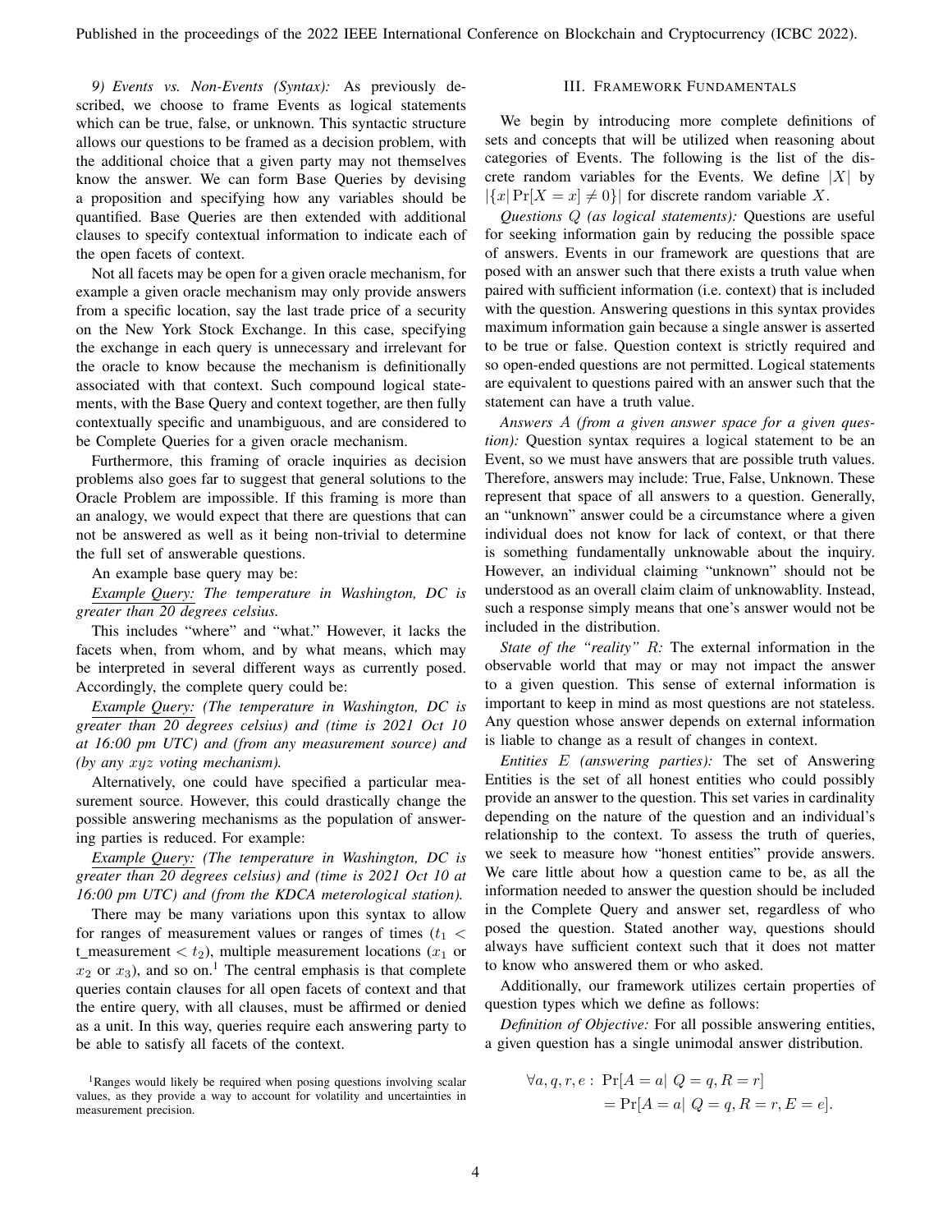*9) Events vs. Non-Events (Syntax):* As previously described, we choose to frame Events as logical statements which can be true, false, or unknown. This syntactic structure allows our questions to be framed as a decision problem, with the additional choice that a given party may not themselves know the answer. We can form Base Queries by devising a proposition and specifying how any variables should be quantified. Base Queries are then extended with additional clauses to specify contextual information to indicate each of the open facets of context.

Not all facets may be open for a given oracle mechanism, for example a given oracle mechanism may only provide answers from a specific location, say the last trade price of a security on the New York Stock Exchange. In this case, specifying the exchange in each query is unnecessary and irrelevant for the oracle to know because the mechanism is definitionally associated with that context. Such compound logical statements, with the Base Query and context together, are then fully contextually specific and unambiguous, and are considered to be Complete Queries for a given oracle mechanism.

Furthermore, this framing of oracle inquiries as decision problems also goes far to suggest that general solutions to the Oracle Problem are impossible. If this framing is more than an analogy, we would expect that there are questions that can not be answered as well as it being non-trivial to determine the full set of answerable questions.

An example base query may be:

*Example Query: The temperature in Washington, DC is greater than 20 degrees celsius.*

This includes "where" and "what." However, it lacks the facets when, from whom, and by what means, which may be interpreted in several different ways as currently posed. Accordingly, the complete query could be:

*Example Query: (The temperature in Washington, DC is greater than 20 degrees celsius) and (time is 2021 Oct 10 at 16:00 pm UTC) and (from any measurement source) and (by any $xyz$ voting mechanism).*

Alternatively, one could have specified a particular measurement source. However, this could drastically change the possible answering mechanisms as the population of answering parties is reduced. For example:

*Example Query: (The temperature in Washington, DC is greater than 20 degrees celsius) and (time is 2021 Oct 10 at 16:00 pm UTC) and (from the KDCA meterological station).*

There may be many variations upon this syntax to allow for ranges of measurement values or ranges of times ($t_1 <$ t_measurement $< t_2$), multiple measurement locations ($x_1$ or $x_2$ or $x_3$), and so on.[1] The central emphasis is that complete queries contain clauses for all open facets of context and that the entire query, with all clauses, must be affirmed or denied as a unit. In this way, queries require each answering party to be able to satisfy all facets of the context.

[1] Ranges would likely be required when posing questions involving scalar values, as they provide a way to account for volatility and uncertainties in measurement precision.

## III. Framework Fundamentals

We begin by introducing more complete definitions of sets and concepts that will be utilized when reasoning about categories of Events. The following is the list of the discrete random variables for the Events. We define $|X|$ by $|\{x|\Pr[X = x] \neq 0\}|$ for discrete random variable $X$.

*Questions $Q$ (as logical statements):* Questions are useful for seeking information gain by reducing the possible space of answers. Events in our framework are questions that are posed with an answer such that there exists a truth value when paired with sufficient information (i.e. context) that is included with the question. Answering questions in this syntax provides maximum information gain because a single answer is asserted to be true or false. Question context is strictly required and so open-ended questions are not permitted. Logical statements are equivalent to questions paired with an answer such that the statement can have a truth value.

*Answers $A$ (from a given answer space for a given question):* Question syntax requires a logical statement to be an Event, so we must have answers that are possible truth values. Therefore, answers may include: True, False, Unknown. These represent that space of all answers to a question. Generally, an "unknown" answer could be a circumstance where a given individual does not know for lack of context, or that there is something fundamentally unknowable about the inquiry. However, an individual claiming "unknown" should not be understood as an overall claim claim of unknowablity. Instead, such a response simply means that one's answer would not be included in the distribution.

*State of the "reality" $R$:* The external information in the observable world that may or may not impact the answer to a given question. This sense of external information is important to keep in mind as most questions are not stateless. Any question whose answer depends on external information is liable to change as a result of changes in context.

*Entities $E$ (answering parties):* The set of Answering Entities is the set of all honest entities who could possibly provide an answer to the question. This set varies in cardinality depending on the nature of the question and an individual's relationship to the context. To assess the truth of queries, we seek to measure how "honest entities" provide answers. We care little about how a question came to be, as all the information needed to answer the question should be included in the Complete Query and answer set, regardless of who posed the question. Stated another way, questions should always have sufficient context such that it does not matter to know who answered them or who asked.

Additionally, our framework utilizes certain properties of question types which we define as follows:

*Definition of Objective:* For all possible answering entities, a given question has a single unimodal answer distribution.

$$\forall a, q, r, e : \Pr[A = a|\ Q = q, R = r] \\ = \Pr[A = a|\ Q = q, R = r, E = e].$$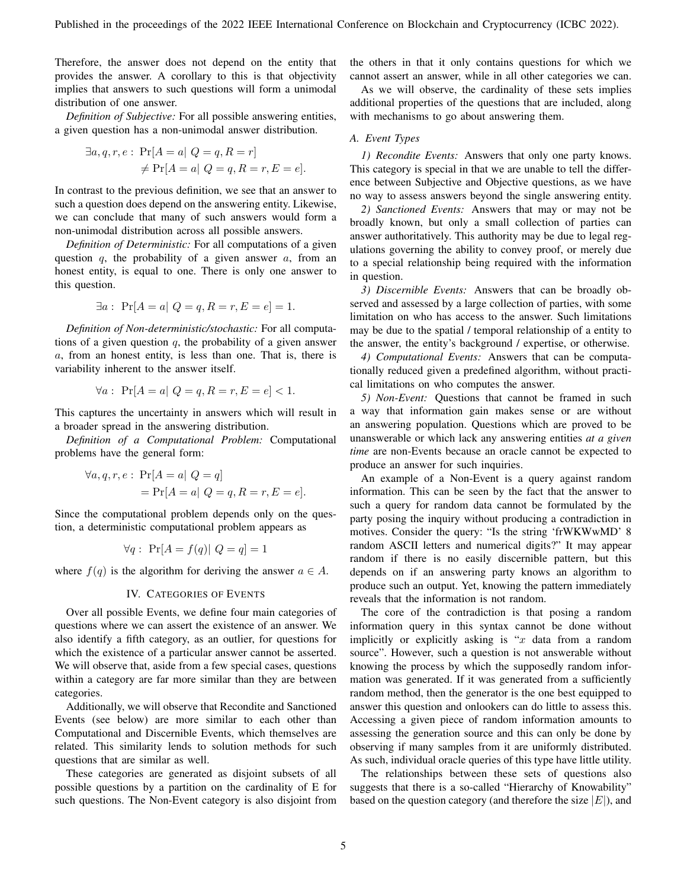Therefore, the answer does not depend on the entity that provides the answer. A corollary to this is that objectivity implies that answers to such questions will form a unimodal distribution of one answer.

*Definition of Subjective:* For all possible answering entities, a given question has a non-unimodal answer distribution.

$$\exists a, q, r, e: \Pr[A = a|\ Q = q, R = r] \neq \Pr[A = a|\ Q = q, R = r, E = e].$$

In contrast to the previous definition, we see that an answer to such a question does depend on the answering entity. Likewise, we can conclude that many of such answers would form a non-unimodal distribution across all possible answers.

*Definition of Deterministic:* For all computations of a given question $q$, the probability of a given answer $a$, from an honest entity, is equal to one. There is only one answer to this question.

$$\exists a: \Pr[A = a|\ Q = q, R = r, E = e] = 1.$$

*Definition of Non-deterministic/stochastic:* For all computations of a given question $q$, the probability of a given answer $a$, from an honest entity, is less than one. That is, there is variability inherent to the answer itself.

$$\forall a: \Pr[A = a|\ Q = q, R = r, E = e] < 1.$$

This captures the uncertainty in answers which will result in a broader spread in the answering distribution.

*Definition of a Computational Problem:* Computational problems have the general form:

$$\forall a, q, r, e: \Pr[A = a|\ Q = q] = \Pr[A = a|\ Q = q, R = r, E = e].$$

Since the computational problem depends only on the question, a deterministic computational problem appears as

$$\forall q: \Pr[A = f(q)|\ Q = q] = 1$$

where $f(q)$ is the algorithm for deriving the answer $a \in A$.

## IV. Categories of Events

Over all possible Events, we define four main categories of questions where we can assert the existence of an answer. We also identify a fifth category, as an outlier, for questions for which the existence of a particular answer cannot be asserted. We will observe that, aside from a few special cases, questions within a category are far more similar than they are between categories.

Additionally, we will observe that Recondite and Sanctioned Events (see below) are more similar to each other than Computational and Discernible Events, which themselves are related. This similarity lends to solution methods for such questions that are similar as well.

These categories are generated as disjoint subsets of all possible questions by a partition on the cardinality of E for such questions. The Non-Event category is also disjoint from the others in that it only contains questions for which we cannot assert an answer, while in all other categories we can.

As we will observe, the cardinality of these sets implies additional properties of the questions that are included, along with mechanisms to go about answering them.

### A. Event Types

*1) Recondite Events:* Answers that only one party knows. This category is special in that we are unable to tell the difference between Subjective and Objective questions, as we have no way to assess answers beyond the single answering entity.

*2) Sanctioned Events:* Answers that may or may not be broadly known, but only a small collection of parties can answer authoritatively. This authority may be due to legal regulations governing the ability to convey proof, or merely due to a special relationship being required with the information in question.

*3) Discernible Events:* Answers that can be broadly observed and assessed by a large collection of parties, with some limitation on who has access to the answer. Such limitations may be due to the spatial / temporal relationship of a entity to the answer, the entity's background / expertise, or otherwise.

*4) Computational Events:* Answers that can be computationally reduced given a predefined algorithm, without practical limitations on who computes the answer.

*5) Non-Event:* Questions that cannot be framed in such a way that information gain makes sense or are without an answering population. Questions which are proved to be unanswerable or which lack any answering entities *at a given time* are non-Events because an oracle cannot be expected to produce an answer for such inquiries.

An example of a Non-Event is a query against random information. This can be seen by the fact that the answer to such a query for random data cannot be formulated by the party posing the inquiry without producing a contradiction in motives. Consider the query: "Is the string 'frWKWwMD' 8 random ASCII letters and numerical digits?" It may appear random if there is no easily discernible pattern, but this depends on if an answering party knows an algorithm to produce such an output. Yet, knowing the pattern immediately reveals that the information is not random.

The core of the contradiction is that posing a random information query in this syntax cannot be done without implicitly or explicitly asking is "$x$ data from a random source". However, such a question is not answerable without knowing the process by which the supposedly random information was generated. If it was generated from a sufficiently random method, then the generator is the one best equipped to answer this question and onlookers can do little to assess this. Accessing a given piece of random information amounts to assessing the generation source and this can only be done by observing if many samples from it are uniformly distributed. As such, individual oracle queries of this type have little utility.

The relationships between these sets of questions also suggests that there is a so-called "Hierarchy of Knowability" based on the question category (and therefore the size $|E|$), and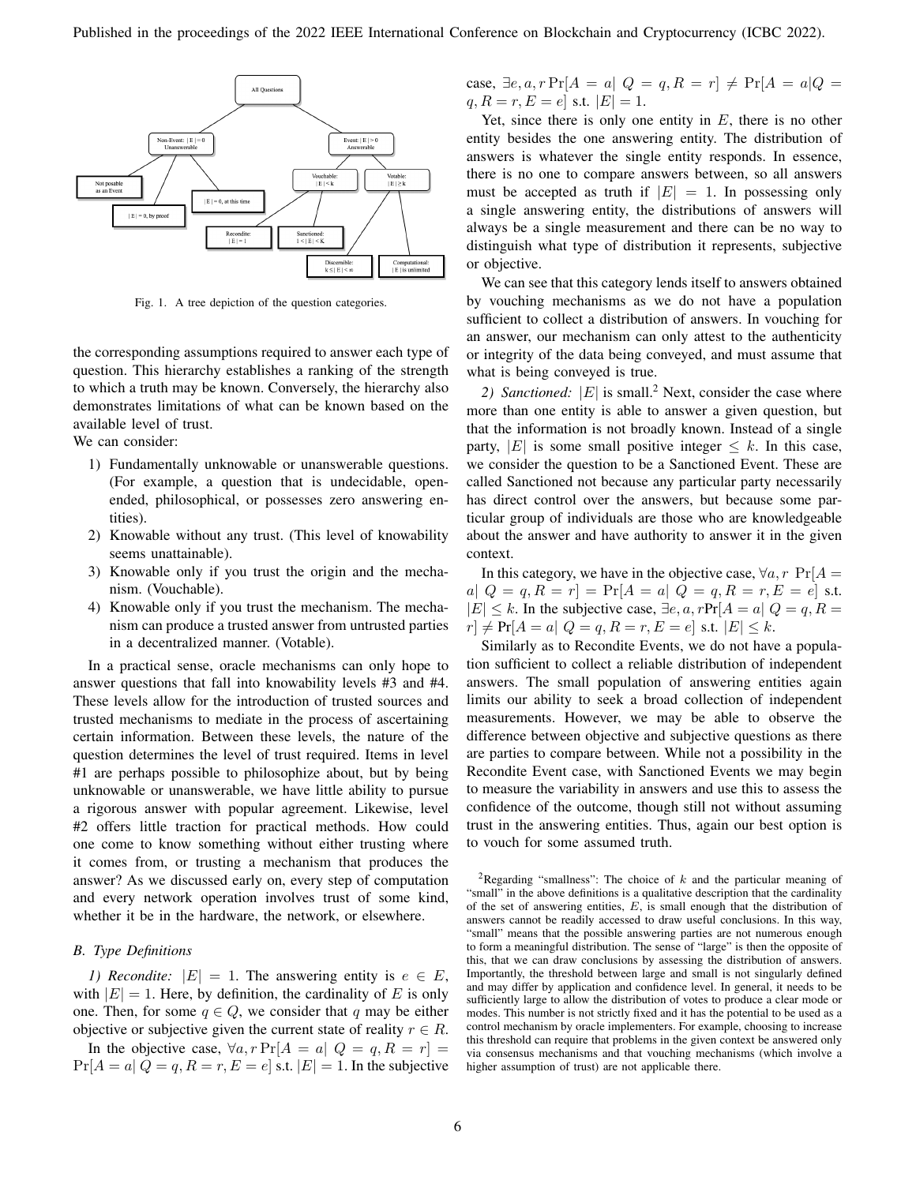Fig. 1. A tree depiction of the question categories.

the corresponding assumptions required to answer each type of question. This hierarchy establishes a ranking of the strength to which a truth may be known. Conversely, the hierarchy also demonstrates limitations of what can be known based on the available level of trust.

We can consider:

1) Fundamentally unknowable or unanswerable questions. (For example, a question that is undecidable, open-ended, philosophical, or possesses zero answering entities).
2) Knowable without any trust. (This level of knowability seems unattainable).
3) Knowable only if you trust the origin and the mechanism. (Vouchable).
4) Knowable only if you trust the mechanism. The mechanism can produce a trusted answer from untrusted parties in a decentralized manner. (Votable).

In a practical sense, oracle mechanisms can only hope to answer questions that fall into knowability levels #3 and #4. These levels allow for the introduction of trusted sources and trusted mechanisms to mediate in the process of ascertaining certain information. Between these levels, the nature of the question determines the level of trust required. Items in level #1 are perhaps possible to philosophize about, but by being unknowable or unanswerable, we have little ability to pursue a rigorous answer with popular agreement. Likewise, level #2 offers little traction for practical methods. How could one come to know something without either trusting where it comes from, or trusting a mechanism that produces the answer? As we discussed early on, every step of computation and every network operation involves trust of some kind, whether it be in the hardware, the network, or elsewhere.

### B. Type Definitions

*1) Recondite:* $|E| = 1$. The answering entity is $e \in E$, with $|E| = 1$. Here, by definition, the cardinality of $E$ is only one. Then, for some $q \in Q$, we consider that $q$ may be either objective or subjective given the current state of reality $r \in R$.

In the objective case, $\forall a, r \Pr[A = a|\ Q = q, R = r] = \Pr[A = a|\ Q = q, R = r, E = e]$ s.t. $|E| = 1$. In the subjective case, $\exists e, a, r \Pr[A = a|\ Q = q, R = r] \neq \Pr[A = a|Q = q, R = r, E = e]$ s.t. $|E| = 1$.

Yet, since there is only one entity in $E$, there is no other entity besides the one answering entity. The distribution of answers is whatever the single entity responds. In essence, there is no one to compare answers between, so all answers must be accepted as truth if $|E| = 1$. In possessing only a single answering entity, the distributions of answers will always be a single measurement and there can be no way to distinguish what type of distribution it represents, subjective or objective.

We can see that this category lends itself to answers obtained by vouching mechanisms as we do not have a population sufficient to collect a distribution of answers. In vouching for an answer, our mechanism can only attest to the authenticity or integrity of the data being conveyed, and must assume that what is being conveyed is true.

*2) Sanctioned:* $|E|$ is small.[2] Next, consider the case where more than one entity is able to answer a given question, but that the information is not broadly known. Instead of a single party, $|E|$ is some small positive integer $\leq k$. In this case, we consider the question to be a Sanctioned Event. These are called Sanctioned not because any particular party necessarily has direct control over the answers, but because some particular group of individuals are those who are knowledgeable about the answer and have authority to answer it in the given context.

In this category, we have in the objective case, $\forall a, r\ \Pr[A = a|\ Q = q, R = r] = \Pr[A = a|\ Q = q, R = r, E = e]$ s.t. $|E| \leq k$. In the subjective case, $\exists e, a, r \Pr[A = a|\ Q = q, R = r] \neq \Pr[A = a|\ Q = q, R = r, E = e]$ s.t. $|E| \leq k$.

Similarly as to Recondite Events, we do not have a population sufficient to collect a reliable distribution of independent answers. The small population of answering entities again limits our ability to seek a broad collection of independent measurements. However, we may be able to observe the difference between objective and subjective questions as there are parties to compare between. While not a possibility in the Recondite Event case, with Sanctioned Events we may begin to measure the variability in answers and use this to assess the confidence of the outcome, though still not without assuming trust in the answering entities. Thus, again our best option is to vouch for some assumed truth.

[2]Regarding "smallness": The choice of $k$ and the particular meaning of "small" in the above definitions is a qualitative description that the cardinality of the set of answering entities, $E$, is small enough that the distribution of answers cannot be readily accessed to draw useful conclusions. In this way, "small" means that the possible answering parties are not numerous enough to form a meaningful distribution. The sense of "large" is then the opposite of this, that we can draw conclusions by assessing the distribution of answers. Importantly, the threshold between large and small is not singularly defined and may differ by application and confidence level. In general, it needs to be sufficiently large to allow the distribution of votes to produce a clear mode or modes. This number is not strictly fixed and it has the potential to be used as a control mechanism by oracle implementers. For example, choosing to increase this threshold can require that problems in the given context be answered only via consensus mechanisms and that vouching mechanisms (which involve a higher assumption of trust) are not applicable there.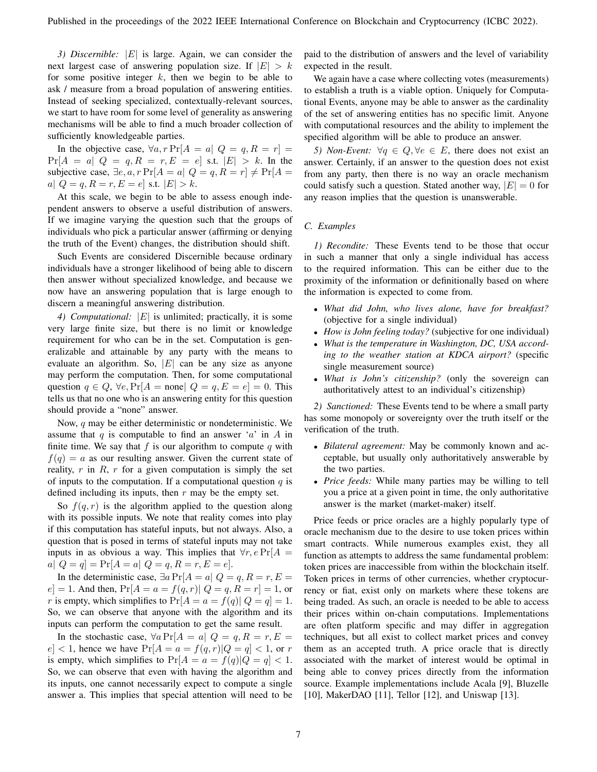*3) Discernible:* $|E|$ is large. Again, we can consider the next largest case of answering population size. If $|E| > k$ for some positive integer $k$, then we begin to be able to ask / measure from a broad population of answering entities. Instead of seeking specialized, contextually-relevant sources, we start to have room for some level of generality as answering mechanisms will be able to find a much broader collection of sufficiently knowledgeable parties.

In the objective case, $\forall a, r \Pr[A = a | \ Q = q, R = r] = \Pr[A = a | \ Q = q, R = r, E = e]$ s.t. $|E| > k$. In the subjective case, $\exists e, a, r \Pr[A = a | \ Q = q, R = r] \neq \Pr[A = a | \ Q = q, R = r, E = e]$ s.t. $|E| > k$.

At this scale, we begin to be able to assess enough independent answers to observe a useful distribution of answers. If we imagine varying the question such that the groups of individuals who pick a particular answer (affirming or denying the truth of the Event) changes, the distribution should shift.

Such Events are considered Discernible because ordinary individuals have a stronger likelihood of being able to discern then answer without specialized knowledge, and because we now have an answering population that is large enough to discern a meaningful answering distribution.

*4) Computational:* $|E|$ is unlimited; practically, it is some very large finite size, but there is no limit or knowledge requirement for who can be in the set. Computation is generalizable and attainable by any party with the means to evaluate an algorithm. So, $|E|$ can be any size as anyone may perform the computation. Then, for some computational question $q \in Q$, $\forall e, \Pr[A = \text{none} | \ Q = q, E = e] = 0$. This tells us that no one who is an answering entity for this question should provide a "none" answer.

Now, $q$ may be either deterministic or nondeterministic. We assume that $q$ is computable to find an answer '$a$' in $A$ in finite time. We say that $f$ is our algorithm to compute $q$ with $f(q) = a$ as our resulting answer. Given the current state of reality, $r$ in $R$, $r$ for a given computation is simply the set of inputs to the computation. If a computational question $q$ is defined including its inputs, then $r$ may be the empty set.

So $f(q, r)$ is the algorithm applied to the question along with its possible inputs. We note that reality comes into play if this computation has stateful inputs, but not always. Also, a question that is posed in terms of stateful inputs may not take inputs in as obvious a way. This implies that $\forall r, e \Pr[A = a | \ Q = q] = \Pr[A = a | \ Q = q, R = r, E = e]$.

In the deterministic case, $\exists a \Pr[A = a | \ Q = q, R = r, E = e] = 1$. And then, $\Pr[A = a = f(q, r) | \ Q = q, R = r] = 1$, or $r$ is empty, which simplifies to $\Pr[A = a = f(q) | \ Q = q] = 1$. So, we can observe that anyone with the algorithm and its inputs can perform the computation to get the same result.

In the stochastic case, $\forall a \Pr[A = a | \ Q = q, R = r, E = e] < 1$, hence we have $\Pr[A = a = f(q, r) | Q = q] < 1$, or $r$ is empty, which simplifies to $\Pr[A = a = f(q) | Q = q] < 1$. So, we can observe that even with having the algorithm and its inputs, one cannot necessarily expect to compute a single answer a. This implies that special attention will need to be paid to the distribution of answers and the level of variability expected in the result.

We again have a case where collecting votes (measurements) to establish a truth is a viable option. Uniquely for Computational Events, anyone may be able to answer as the cardinality of the set of answering entities has no specific limit. Anyone with computational resources and the ability to implement the specified algorithm will be able to produce an answer.

*5) Non-Event:* $\forall q \in Q, \forall e \in E$, there does not exist an answer. Certainly, if an answer to the question does not exist from any party, then there is no way an oracle mechanism could satisfy such a question. Stated another way, $|E| = 0$ for any reason implies that the question is unanswerable.

### C. Examples

*1) Recondite:* These Events tend to be those that occur in such a manner that only a single individual has access to the required information. This can be either due to the proximity of the information or definitionally based on where the information is expected to come from.

- *What did John, who lives alone, have for breakfast?* (objective for a single individual)
- *How is John feeling today?* (subjective for one individual)
- *What is the temperature in Washington, DC, USA according to the weather station at KDCA airport?* (specific single measurement source)
- *What is John's citizenship?* (only the sovereign can authoritatively attest to an individual's citizenship)

*2) Sanctioned:* These Events tend to be where a small party has some monopoly or sovereignty over the truth itself or the verification of the truth.

- *Bilateral agreement:* May be commonly known and acceptable, but usually only authoritatively answerable by the two parties.
- *Price feeds:* While many parties may be willing to tell you a price at a given point in time, the only authoritative answer is the market (market-maker) itself.

Price feeds or price oracles are a highly popularly type of oracle mechanism due to the desire to use token prices within smart contracts. While numerous examples exist, they all function as attempts to address the same fundamental problem: token prices are inaccessible from within the blockchain itself. Token prices in terms of other currencies, whether cryptocurrency or fiat, exist only on markets where these tokens are being traded. As such, an oracle is needed to be able to access their prices within on-chain computations. Implementations are often platform specific and may differ in aggregation techniques, but all exist to collect market prices and convey them as an accepted truth. A price oracle that is directly associated with the market of interest would be optimal in being able to convey prices directly from the information source. Example implementations include Acala [9], Bluzelle [10], MakerDAO [11], Tellor [12], and Uniswap [13].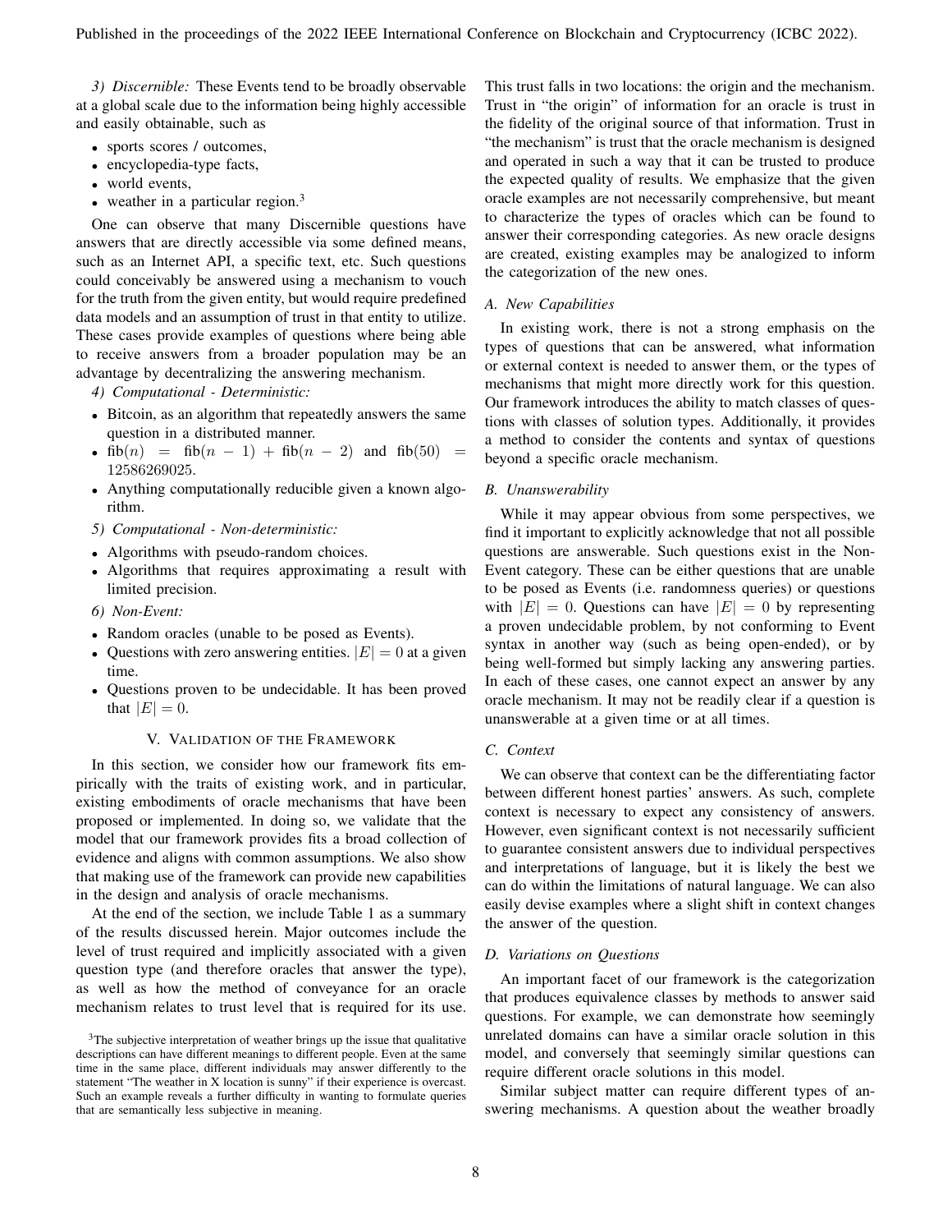*3) Discernible:* These Events tend to be broadly observable at a global scale due to the information being highly accessible and easily obtainable, such as

- sports scores / outcomes,
- encyclopedia-type facts,
- world events,
- weather in a particular region.[3]

One can observe that many Discernible questions have answers that are directly accessible via some defined means, such as an Internet API, a specific text, etc. Such questions could conceivably be answered using a mechanism to vouch for the truth from the given entity, but would require predefined data models and an assumption of trust in that entity to utilize. These cases provide examples of questions where being able to receive answers from a broader population may be an advantage by decentralizing the answering mechanism.

*4) Computational - Deterministic:*

- Bitcoin, as an algorithm that repeatedly answers the same question in a distributed manner.
- $\text{fib}(n) = \text{fib}(n-1) + \text{fib}(n-2)$ and $\text{fib}(50) = 12586269025$.
- Anything computationally reducible given a known algorithm.

*5) Computational - Non-deterministic:*

- Algorithms with pseudo-random choices.
- Algorithms that requires approximating a result with limited precision.

*6) Non-Event:*

- Random oracles (unable to be posed as Events).
- Questions with zero answering entities. $|E| = 0$ at a given time.
- Questions proven to be undecidable. It has been proved that $|E| = 0$.

## V. Validation of the Framework

In this section, we consider how our framework fits empirically with the traits of existing work, and in particular, existing embodiments of oracle mechanisms that have been proposed or implemented. In doing so, we validate that the model that our framework provides fits a broad collection of evidence and aligns with common assumptions. We also show that making use of the framework can provide new capabilities in the design and analysis of oracle mechanisms.

At the end of the section, we include Table 1 as a summary of the results discussed herein. Major outcomes include the level of trust required and implicitly associated with a given question type (and therefore oracles that answer the type), as well as how the method of conveyance for an oracle mechanism relates to trust level that is required for its use. This trust falls in two locations: the origin and the mechanism. Trust in "the origin" of information for an oracle is trust in the fidelity of the original source of that information. Trust in "the mechanism" is trust that the oracle mechanism is designed and operated in such a way that it can be trusted to produce the expected quality of results. We emphasize that the given oracle examples are not necessarily comprehensive, but meant to characterize the types of oracles which can be found to answer their corresponding categories. As new oracle designs are created, existing examples may be analogized to inform the categorization of the new ones.

### A. New Capabilities

In existing work, there is not a strong emphasis on the types of questions that can be answered, what information or external context is needed to answer them, or the types of mechanisms that might more directly work for this question. Our framework introduces the ability to match classes of questions with classes of solution types. Additionally, it provides a method to consider the contents and syntax of questions beyond a specific oracle mechanism.

### B. Unanswerability

While it may appear obvious from some perspectives, we find it important to explicitly acknowledge that not all possible questions are answerable. Such questions exist in the Non-Event category. These can be either questions that are unable to be posed as Events (i.e. randomness queries) or questions with $|E| = 0$. Questions can have $|E| = 0$ by representing a proven undecidable problem, by not conforming to Event syntax in another way (such as being open-ended), or by being well-formed but simply lacking any answering parties. In each of these cases, one cannot expect an answer by any oracle mechanism. It may not be readily clear if a question is unanswerable at a given time or at all times.

### C. Context

We can observe that context can be the differentiating factor between different honest parties' answers. As such, complete context is necessary to expect any consistency of answers. However, even significant context is not necessarily sufficient to guarantee consistent answers due to individual perspectives and interpretations of language, but it is likely the best we can do within the limitations of natural language. We can also easily devise examples where a slight shift in context changes the answer of the question.

### D. Variations on Questions

An important facet of our framework is the categorization that produces equivalence classes by methods to answer said questions. For example, we can demonstrate how seemingly unrelated domains can have a similar oracle solution in this model, and conversely that seemingly similar questions can require different oracle solutions in this model.

Similar subject matter can require different types of answering mechanisms. A question about the weather broadly

[3]The subjective interpretation of weather brings up the issue that qualitative descriptions can have different meanings to different people. Even at the same time in the same place, different individuals may answer differently to the statement "The weather in X location is sunny" if their experience is overcast. Such an example reveals a further difficulty in wanting to formulate queries that are semantically less subjective in meaning.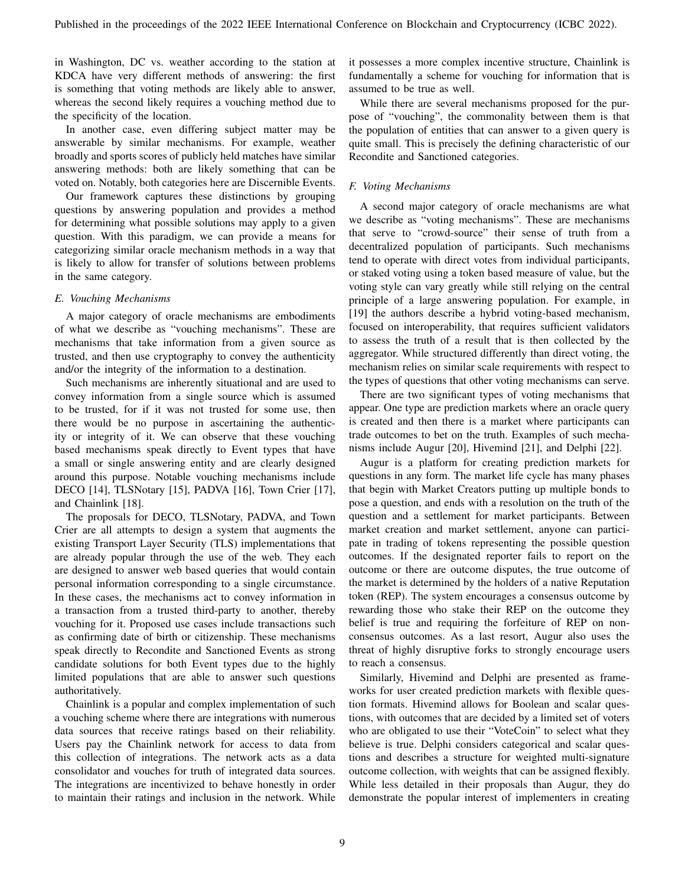in Washington, DC vs. weather according to the station at KDCA have very different methods of answering: the first is something that voting methods are likely able to answer, whereas the second likely requires a vouching method due to the specificity of the location.

In another case, even differing subject matter may be answerable by similar mechanisms. For example, weather broadly and sports scores of publicly held matches have similar answering methods: both are likely something that can be voted on. Notably, both categories here are Discernible Events.

Our framework captures these distinctions by grouping questions by answering population and provides a method for determining what possible solutions may apply to a given question. With this paradigm, we can provide a means for categorizing similar oracle mechanism methods in a way that is likely to allow for transfer of solutions between problems in the same category.

### *E. Vouching Mechanisms*

A major category of oracle mechanisms are embodiments of what we describe as "vouching mechanisms". These are mechanisms that take information from a given source as trusted, and then use cryptography to convey the authenticity and/or the integrity of the information to a destination.

Such mechanisms are inherently situational and are used to convey information from a single source which is assumed to be trusted, for if it was not trusted for some use, then there would be no purpose in ascertaining the authenticity or integrity of it. We can observe that these vouching based mechanisms speak directly to Event types that have a small or single answering entity and are clearly designed around this purpose. Notable vouching mechanisms include DECO [14], TLSNotary [15], PADVA [16], Town Crier [17], and Chainlink [18].

The proposals for DECO, TLSNotary, PADVA, and Town Crier are all attempts to design a system that augments the existing Transport Layer Security (TLS) implementations that are already popular through the use of the web. They each are designed to answer web based queries that would contain personal information corresponding to a single circumstance. In these cases, the mechanisms act to convey information in a transaction from a trusted third-party to another, thereby vouching for it. Proposed use cases include transactions such as confirming date of birth or citizenship. These mechanisms speak directly to Recondite and Sanctioned Events as strong candidate solutions for both Event types due to the highly limited populations that are able to answer such questions authoritatively.

Chainlink is a popular and complex implementation of such a vouching scheme where there are integrations with numerous data sources that receive ratings based on their reliability. Users pay the Chainlink network for access to data from this collection of integrations. The network acts as a data consolidator and vouches for truth of integrated data sources. The integrations are incentivized to behave honestly in order to maintain their ratings and inclusion in the network. While it possesses a more complex incentive structure, Chainlink is fundamentally a scheme for vouching for information that is assumed to be true as well.

While there are several mechanisms proposed for the purpose of "vouching", the commonality between them is that the population of entities that can answer to a given query is quite small. This is precisely the defining characteristic of our Recondite and Sanctioned categories.

### *F. Voting Mechanisms*

A second major category of oracle mechanisms are what we describe as "voting mechanisms". These are mechanisms that serve to "crowd-source" their sense of truth from a decentralized population of participants. Such mechanisms tend to operate with direct votes from individual participants, or staked voting using a token based measure of value, but the voting style can vary greatly while still relying on the central principle of a large answering population. For example, in [19] the authors describe a hybrid voting-based mechanism, focused on interoperability, that requires sufficient validators to assess the truth of a result that is then collected by the aggregator. While structured differently than direct voting, the mechanism relies on similar scale requirements with respect to the types of questions that other voting mechanisms can serve.

There are two significant types of voting mechanisms that appear. One type are prediction markets where an oracle query is created and then there is a market where participants can trade outcomes to bet on the truth. Examples of such mechanisms include Augur [20], Hivemind [21], and Delphi [22].

Augur is a platform for creating prediction markets for questions in any form. The market life cycle has many phases that begin with Market Creators putting up multiple bonds to pose a question, and ends with a resolution on the truth of the question and a settlement for market participants. Between market creation and market settlement, anyone can participate in trading of tokens representing the possible question outcomes. If the designated reporter fails to report on the outcome or there are outcome disputes, the true outcome of the market is determined by the holders of a native Reputation token (REP). The system encourages a consensus outcome by rewarding those who stake their REP on the outcome they belief is true and requiring the forfeiture of REP on non-consensus outcomes. As a last resort, Augur also uses the threat of highly disruptive forks to strongly encourage users to reach a consensus.

Similarly, Hivemind and Delphi are presented as frameworks for user created prediction markets with flexible question formats. Hivemind allows for Boolean and scalar questions, with outcomes that are decided by a limited set of voters who are obligated to use their "VoteCoin" to select what they believe is true. Delphi considers categorical and scalar questions and describes a structure for weighted multi-signature outcome collection, with weights that can be assigned flexibly. While less detailed in their proposals than Augur, they do demonstrate the popular interest of implementers in creating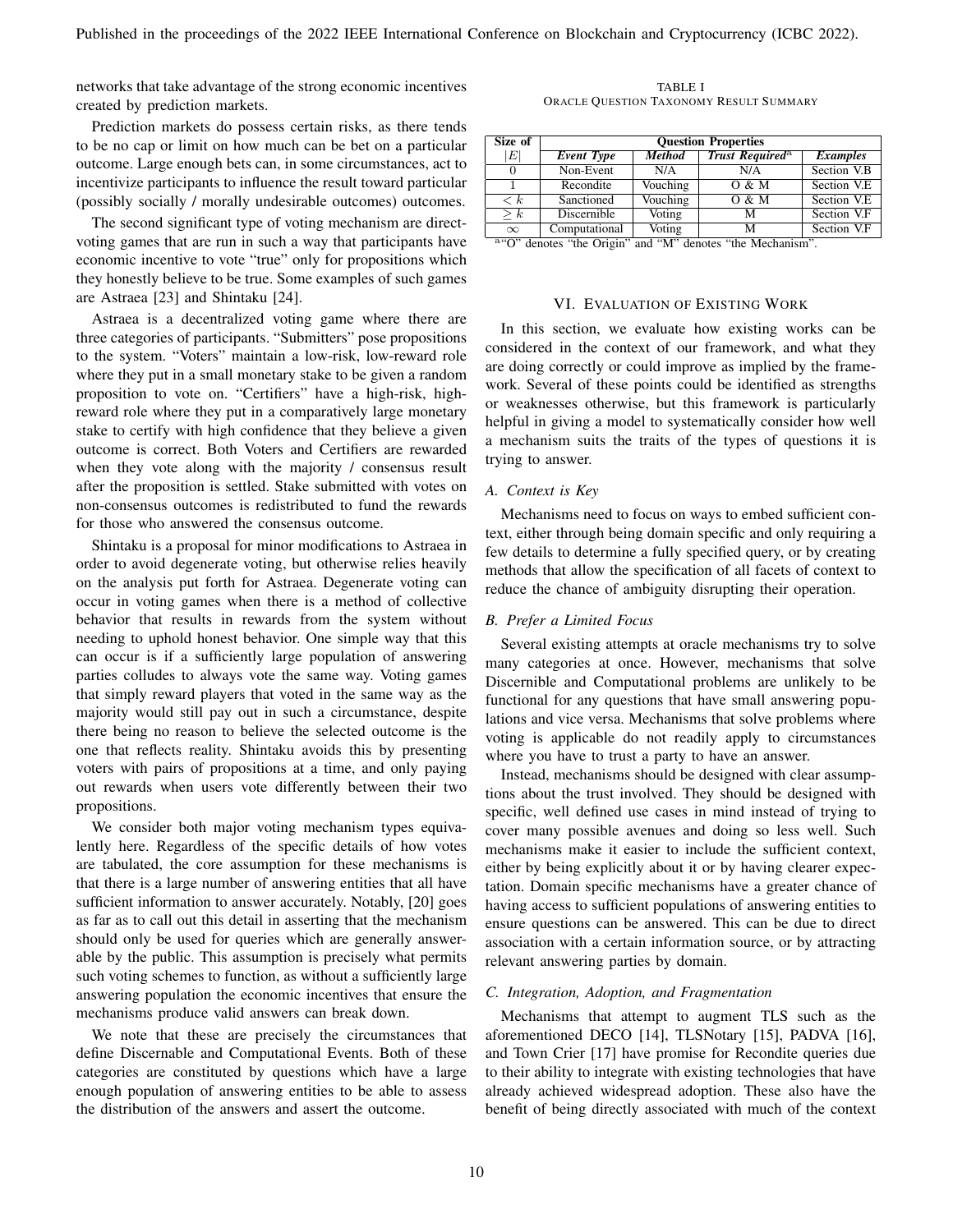networks that take advantage of the strong economic incentives created by prediction markets.

Prediction markets do possess certain risks, as there tends to be no cap or limit on how much can be bet on a particular outcome. Large enough bets can, in some circumstances, act to incentivize participants to influence the result toward particular (possibly socially / morally undesirable outcomes) outcomes.

The second significant type of voting mechanism are direct-voting games that are run in such a way that participants have economic incentive to vote "true" only for propositions which they honestly believe to be true. Some examples of such games are Astraea [23] and Shintaku [24].

Astraea is a decentralized voting game where there are three categories of participants. "Submitters" pose propositions to the system. "Voters" maintain a low-risk, low-reward role where they put in a small monetary stake to be given a random proposition to vote on. "Certifiers" have a high-risk, high-reward role where they put in a comparatively large monetary stake to certify with high confidence that they believe a given outcome is correct. Both Voters and Certifiers are rewarded when they vote along with the majority / consensus result after the proposition is settled. Stake submitted with votes on non-consensus outcomes is redistributed to fund the rewards for those who answered the consensus outcome.

Shintaku is a proposal for minor modifications to Astraea in order to avoid degenerate voting, but otherwise relies heavily on the analysis put forth for Astraea. Degenerate voting can occur in voting games when there is a method of collective behavior that results in rewards from the system without needing to uphold honest behavior. One simple way that this can occur is if a sufficiently large population of answering parties colludes to always vote the same way. Voting games that simply reward players that voted in the same way as the majority would still pay out in such a circumstance, despite there being no reason to believe the selected outcome is the one that reflects reality. Shintaku avoids this by presenting voters with pairs of propositions at a time, and only paying out rewards when users vote differently between their two propositions.

We consider both major voting mechanism types equivalently here. Regardless of the specific details of how votes are tabulated, the core assumption for these mechanisms is that there is a large number of answering entities that all have sufficient information to answer accurately. Notably, [20] goes as far as to call out this detail in asserting that the mechanism should only be used for queries which are generally answerable by the public. This assumption is precisely what permits such voting schemes to function, as without a sufficiently large answering population the economic incentives that ensure the mechanisms produce valid answers can break down.

We note that these are precisely the circumstances that define Discernable and Computational Events. Both of these categories are constituted by questions which have a large enough population of answering entities to be able to assess the distribution of the answers and assert the outcome.

TABLE I
ORACLE QUESTION TAXONOMY RESULT SUMMARY

| Size of $\lvert E \rvert$ | Question Properties | | | |
|---|---|---|---|---|
| | ***Event Type*** | ***Method*** | ***Trust Required***[a] | ***Examples*** |
| 0 | Non-Event | N/A | N/A | Section V.B |
| 1 | Recondite | Vouching | O & M | Section V.E |
| $< k$ | Sanctioned | Vouching | O & M | Section V.E |
| $\geq k$ | Discernible | Voting | M | Section V.F |
| $\infty$ | Computational | Voting | M | Section V.F |

[a] "O" denotes "the Origin" and "M" denotes "the Mechanism".

## VI. Evaluation of Existing Work

In this section, we evaluate how existing works can be considered in the context of our framework, and what they are doing correctly or could improve as implied by the framework. Several of these points could be identified as strengths or weaknesses otherwise, but this framework is particularly helpful in giving a model to systematically consider how well a mechanism suits the traits of the types of questions it is trying to answer.

### A. Context is Key

Mechanisms need to focus on ways to embed sufficient context, either through being domain specific and only requiring a few details to determine a fully specified query, or by creating methods that allow the specification of all facets of context to reduce the chance of ambiguity disrupting their operation.

### B. Prefer a Limited Focus

Several existing attempts at oracle mechanisms try to solve many categories at once. However, mechanisms that solve Discernible and Computational problems are unlikely to be functional for any questions that have small answering populations and vice versa. Mechanisms that solve problems where voting is applicable do not readily apply to circumstances where you have to trust a party to have an answer.

Instead, mechanisms should be designed with clear assumptions about the trust involved. They should be designed with specific, well defined use cases in mind instead of trying to cover many possible avenues and doing so less well. Such mechanisms make it easier to include the sufficient context, either by being explicitly about it or by having clearer expectation. Domain specific mechanisms have a greater chance of having access to sufficient populations of answering entities to ensure questions can be answered. This can be due to direct association with a certain information source, or by attracting relevant answering parties by domain.

### C. Integration, Adoption, and Fragmentation

Mechanisms that attempt to augment TLS such as the aforementioned DECO [14], TLSNotary [15], PADVA [16], and Town Crier [17] have promise for Recondite queries due to their ability to integrate with existing technologies that have already achieved widespread adoption. These also have the benefit of being directly associated with much of the context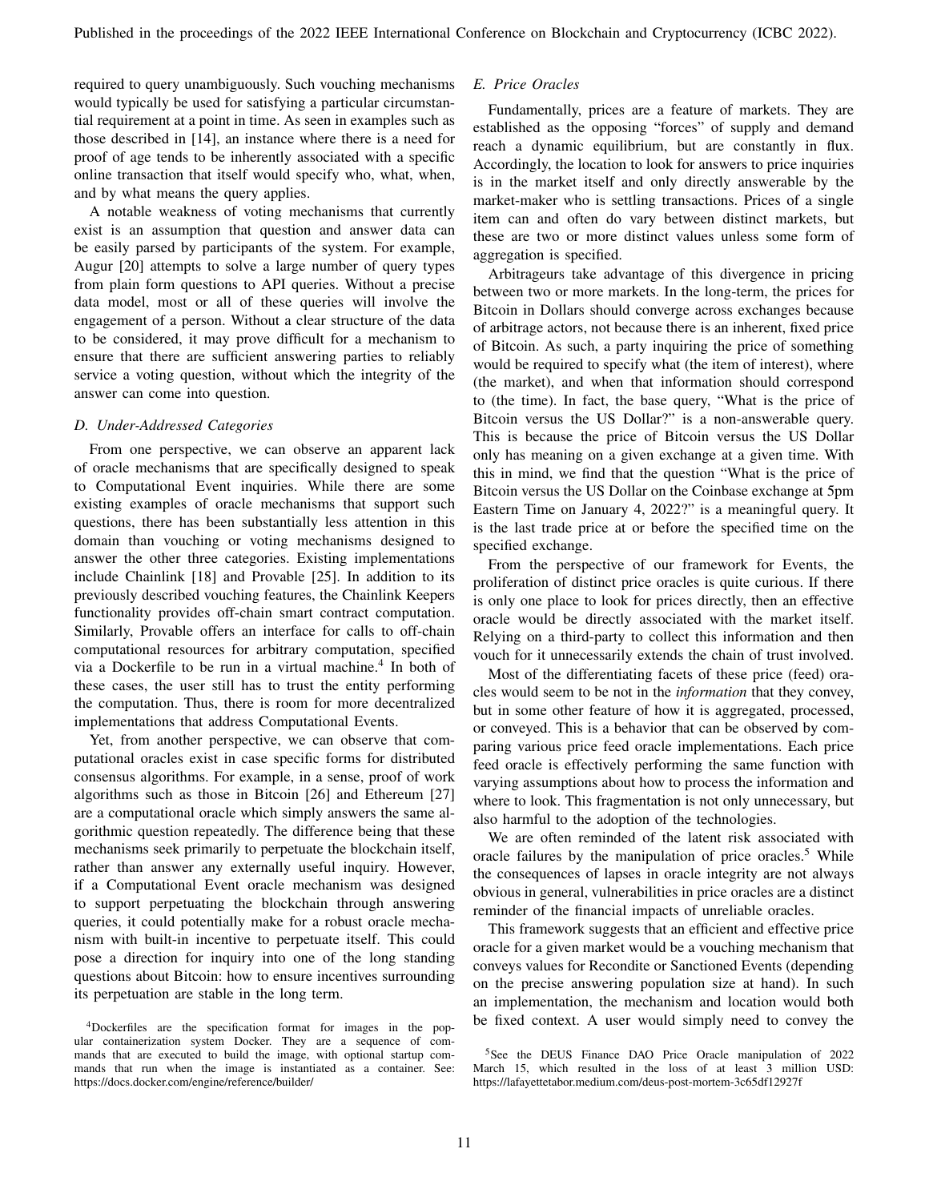required to query unambiguously. Such vouching mechanisms would typically be used for satisfying a particular circumstantial requirement at a point in time. As seen in examples such as those described in [14], an instance where there is a need for proof of age tends to be inherently associated with a specific online transaction that itself would specify who, what, when, and by what means the query applies.

A notable weakness of voting mechanisms that currently exist is an assumption that question and answer data can be easily parsed by participants of the system. For example, Augur [20] attempts to solve a large number of query types from plain form questions to API queries. Without a precise data model, most or all of these queries will involve the engagement of a person. Without a clear structure of the data to be considered, it may prove difficult for a mechanism to ensure that there are sufficient answering parties to reliably service a voting question, without which the integrity of the answer can come into question.

### D. Under-Addressed Categories

From one perspective, we can observe an apparent lack of oracle mechanisms that are specifically designed to speak to Computational Event inquiries. While there are some existing examples of oracle mechanisms that support such questions, there has been substantially less attention in this domain than vouching or voting mechanisms designed to answer the other three categories. Existing implementations include Chainlink [18] and Provable [25]. In addition to its previously described vouching features, the Chainlink Keepers functionality provides off-chain smart contract computation. Similarly, Provable offers an interface for calls to off-chain computational resources for arbitrary computation, specified via a Dockerfile to be run in a virtual machine.[4] In both of these cases, the user still has to trust the entity performing the computation. Thus, there is room for more decentralized implementations that address Computational Events.

Yet, from another perspective, we can observe that computational oracles exist in case specific forms for distributed consensus algorithms. For example, in a sense, proof of work algorithms such as those in Bitcoin [26] and Ethereum [27] are a computational oracle which simply answers the same algorithmic question repeatedly. The difference being that these mechanisms seek primarily to perpetuate the blockchain itself, rather than answer any externally useful inquiry. However, if a Computational Event oracle mechanism was designed to support perpetuating the blockchain through answering queries, it could potentially make for a robust oracle mechanism with built-in incentive to perpetuate itself. This could pose a direction for inquiry into one of the long standing questions about Bitcoin: how to ensure incentives surrounding its perpetuation are stable in the long term.

### E. Price Oracles

Fundamentally, prices are a feature of markets. They are established as the opposing "forces" of supply and demand reach a dynamic equilibrium, but are constantly in flux. Accordingly, the location to look for answers to price inquiries is in the market itself and only directly answerable by the market-maker who is settling transactions. Prices of a single item can and often do vary between distinct markets, but these are two or more distinct values unless some form of aggregation is specified.

Arbitrageurs take advantage of this divergence in pricing between two or more markets. In the long-term, the prices for Bitcoin in Dollars should converge across exchanges because of arbitrage actors, not because there is an inherent, fixed price of Bitcoin. As such, a party inquiring the price of something would be required to specify what (the item of interest), where (the market), and when that information should correspond to (the time). In fact, the base query, "What is the price of Bitcoin versus the US Dollar?" is a non-answerable query. This is because the price of Bitcoin versus the US Dollar only has meaning on a given exchange at a given time. With this in mind, we find that the question "What is the price of Bitcoin versus the US Dollar on the Coinbase exchange at 5pm Eastern Time on January 4, 2022?" is a meaningful query. It is the last trade price at or before the specified time on the specified exchange.

From the perspective of our framework for Events, the proliferation of distinct price oracles is quite curious. If there is only one place to look for prices directly, then an effective oracle would be directly associated with the market itself. Relying on a third-party to collect this information and then vouch for it unnecessarily extends the chain of trust involved.

Most of the differentiating facets of these price (feed) oracles would seem to be not in the *information* that they convey, but in some other feature of how it is aggregated, processed, or conveyed. This is a behavior that can be observed by comparing various price feed oracle implementations. Each price feed oracle is effectively performing the same function with varying assumptions about how to process the information and where to look. This fragmentation is not only unnecessary, but also harmful to the adoption of the technologies.

We are often reminded of the latent risk associated with oracle failures by the manipulation of price oracles.[5] While the consequences of lapses in oracle integrity are not always obvious in general, vulnerabilities in price oracles are a distinct reminder of the financial impacts of unreliable oracles.

This framework suggests that an efficient and effective price oracle for a given market would be a vouching mechanism that conveys values for Recondite or Sanctioned Events (depending on the precise answering population size at hand). In such an implementation, the mechanism and location would both be fixed context. A user would simply need to convey the

[4] Dockerfiles are the specification format for images in the popular containerization system Docker. They are a sequence of commands that are executed to build the image, with optional startup commands that run when the image is instantiated as a container. See: https://docs.docker.com/engine/reference/builder/

[5] See the DEUS Finance DAO Price Oracle manipulation of 2022 March 15, which resulted in the loss of at least 3 million USD: https://lafayettetabor.medium.com/deus-post-mortem-3c65df12927f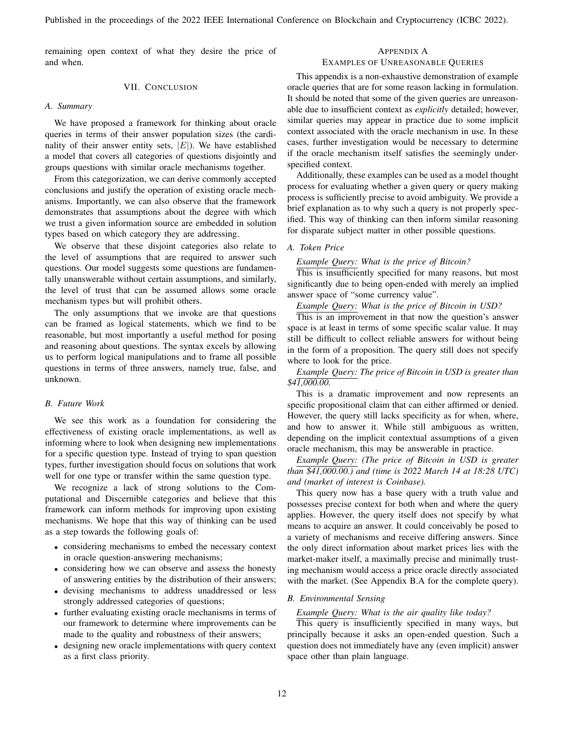remaining open context of what they desire the price of and when.

## VII. Conclusion

### A. Summary

We have proposed a framework for thinking about oracle queries in terms of their answer population sizes (the cardinality of their answer entity sets, $|E|$). We have established a model that covers all categories of questions disjointly and groups questions with similar oracle mechanisms together.

From this categorization, we can derive commonly accepted conclusions and justify the operation of existing oracle mechanisms. Importantly, we can also observe that the framework demonstrates that assumptions about the degree with which we trust a given information source are embedded in solution types based on which category they are addressing.

We observe that these disjoint categories also relate to the level of assumptions that are required to answer such questions. Our model suggests some questions are fundamentally unanswerable without certain assumptions, and similarly, the level of trust that can be assumed allows some oracle mechanism types but will prohibit others.

The only assumptions that we invoke are that questions can be framed as logical statements, which we find to be reasonable, but most importantly a useful method for posing and reasoning about questions. The syntax excels by allowing us to perform logical manipulations and to frame all possible questions in terms of three answers, namely true, false, and unknown.

### B. Future Work

We see this work as a foundation for considering the effectiveness of existing oracle implementations, as well as informing where to look when designing new implementations for a specific question type. Instead of trying to span question types, further investigation should focus on solutions that work well for one type or transfer within the same question type.

We recognize a lack of strong solutions to the Computational and Discernible categories and believe that this framework can inform methods for improving upon existing mechanisms. We hope that this way of thinking can be used as a step towards the following goals of:

- considering mechanisms to embed the necessary context in oracle question-answering mechanisms;
- considering how we can observe and assess the honesty of answering entities by the distribution of their answers;
- devising mechanisms to address unaddressed or less strongly addressed categories of questions;
- further evaluating existing oracle mechanisms in terms of our framework to determine where improvements can be made to the quality and robustness of their answers;
- designing new oracle implementations with query context as a first class priority.

## Appendix A
## Examples of Unreasonable Queries

This appendix is a non-exhaustive demonstration of example oracle queries that are for some reason lacking in formulation. It should be noted that some of the given queries are unreasonable due to insufficient context as *explicitly* detailed; however, similar queries may appear in practice due to some implicit context associated with the oracle mechanism in use. In these cases, further investigation would be necessary to determine if the oracle mechanism itself satisfies the seemingly under-specified context.

Additionally, these examples can be used as a model thought process for evaluating whether a given query or query making process is sufficiently precise to avoid ambiguity. We provide a brief explanation as to why such a query is not properly specified. This way of thinking can then inform similar reasoning for disparate subject matter in other possible questions.

### A. Token Price

*Example Query: What is the price of Bitcoin?*

This is insufficiently specified for many reasons, but most significantly due to being open-ended with merely an implied answer space of "some currency value".

*Example Query: What is the price of Bitcoin in USD?*

This is an improvement in that now the question's answer space is at least in terms of some specific scalar value. It may still be difficult to collect reliable answers for without being in the form of a proposition. The query still does not specify where to look for the price.

*Example Query: The price of Bitcoin in USD is greater than $41,000.00.*

This is a dramatic improvement and now represents an specific propositional claim that can either affirmed or denied. However, the query still lacks specificity as for when, where, and how to answer it. While still ambiguous as written, depending on the implicit contextual assumptions of a given oracle mechanism, this may be answerable in practice.

*Example Query: (The price of Bitcoin in USD is greater than $41,000.00.) and (time is 2022 March 14 at 18:28 UTC) and (market of interest is Coinbase).*

This query now has a base query with a truth value and possesses precise context for both when and where the query applies. However, the query itself does not specify by what means to acquire an answer. It could conceivably be posed to a variety of mechanisms and receive differing answers. Since the only direct information about market prices lies with the market-maker itself, a maximally precise and minimally trusting mechanism would access a price oracle directly associated with the market. (See Appendix B.A for the complete query).

### B. Environmental Sensing

*Example Query: What is the air quality like today?*

This query is insufficiently specified in many ways, but principally because it asks an open-ended question. Such a question does not immediately have any (even implicit) answer space other than plain language.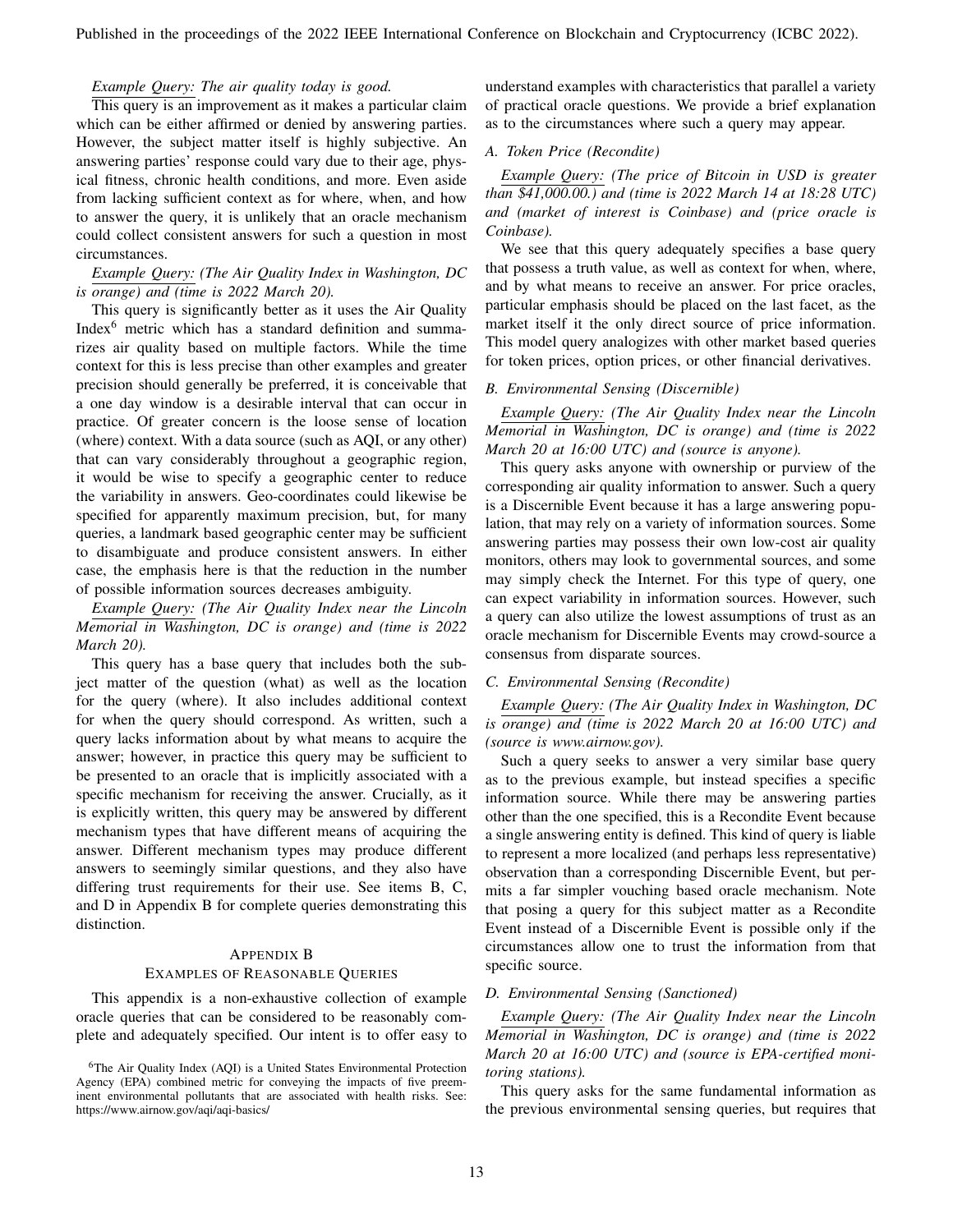*Example Query: The air quality today is good.*

This query is an improvement as it makes a particular claim which can be either affirmed or denied by answering parties. However, the subject matter itself is highly subjective. An answering parties' response could vary due to their age, physical fitness, chronic health conditions, and more. Even aside from lacking sufficient context as for where, when, and how to answer the query, it is unlikely that an oracle mechanism could collect consistent answers for such a question in most circumstances.

*Example Query: (The Air Quality Index in Washington, DC is orange) and (time is 2022 March 20).*

This query is significantly better as it uses the Air Quality Index[6] metric which has a standard definition and summarizes air quality based on multiple factors. While the time context for this is less precise than other examples and greater precision should generally be preferred, it is conceivable that a one day window is a desirable interval that can occur in practice. Of greater concern is the loose sense of location (where) context. With a data source (such as AQI, or any other) that can vary considerably throughout a geographic region, it would be wise to specify a geographic center to reduce the variability in answers. Geo-coordinates could likewise be specified for apparently maximum precision, but, for many queries, a landmark based geographic center may be sufficient to disambiguate and produce consistent answers. In either case, the emphasis here is that the reduction in the number of possible information sources decreases ambiguity.

*Example Query: (The Air Quality Index near the Lincoln Memorial in Washington, DC is orange) and (time is 2022 March 20).*

This query has a base query that includes both the subject matter of the question (what) as well as the location for the query (where). It also includes additional context for when the query should correspond. As written, such a query lacks information about by what means to acquire the answer; however, in practice this query may be sufficient to be presented to an oracle that is implicitly associated with a specific mechanism for receiving the answer. Crucially, as it is explicitly written, this query may be answered by different mechanism types that have different means of acquiring the answer. Different mechanism types may produce different answers to seemingly similar questions, and they also have differing trust requirements for their use. See items B, C, and D in Appendix B for complete queries demonstrating this distinction.

## Appendix B
## Examples of Reasonable Queries

This appendix is a non-exhaustive collection of example oracle queries that can be considered to be reasonably complete and adequately specified. Our intent is to offer easy to understand examples with characteristics that parallel a variety of practical oracle questions. We provide a brief explanation as to the circumstances where such a query may appear.

### A. Token Price (Recondite)

*Example Query: (The price of Bitcoin in USD is greater than $41,000.00.) and (time is 2022 March 14 at 18:28 UTC) and (market of interest is Coinbase) and (price oracle is Coinbase).*

We see that this query adequately specifies a base query that possess a truth value, as well as context for when, where, and by what means to receive an answer. For price oracles, particular emphasis should be placed on the last facet, as the market itself it the only direct source of price information. This model query analogizes with other market based queries for token prices, option prices, or other financial derivatives.

### B. Environmental Sensing (Discernible)

*Example Query: (The Air Quality Index near the Lincoln Memorial in Washington, DC is orange) and (time is 2022 March 20 at 16:00 UTC) and (source is anyone).*

This query asks anyone with ownership or purview of the corresponding air quality information to answer. Such a query is a Discernible Event because it has a large answering population, that may rely on a variety of information sources. Some answering parties may possess their own low-cost air quality monitors, others may look to governmental sources, and some may simply check the Internet. For this type of query, one can expect variability in information sources. However, such a query can also utilize the lowest assumptions of trust as an oracle mechanism for Discernible Events may crowd-source a consensus from disparate sources.

### C. Environmental Sensing (Recondite)

*Example Query: (The Air Quality Index in Washington, DC is orange) and (time is 2022 March 20 at 16:00 UTC) and (source is www.airnow.gov).*

Such a query seeks to answer a very similar base query as to the previous example, but instead specifies a specific information source. While there may be answering parties other than the one specified, this is a Recondite Event because a single answering entity is defined. This kind of query is liable to represent a more localized (and perhaps less representative) observation than a corresponding Discernible Event, but permits a far simpler vouching based oracle mechanism. Note that posing a query for this subject matter as a Recondite Event instead of a Discernible Event is possible only if the circumstances allow one to trust the information from that specific source.

### D. Environmental Sensing (Sanctioned)

*Example Query: (The Air Quality Index near the Lincoln Memorial in Washington, DC is orange) and (time is 2022 March 20 at 16:00 UTC) and (source is EPA-certified monitoring stations).*

This query asks for the same fundamental information as the previous environmental sensing queries, but requires that

[6]The Air Quality Index (AQI) is a United States Environmental Protection Agency (EPA) combined metric for conveying the impacts of five preeminent environmental pollutants that are associated with health risks. See: https://www.airnow.gov/aqi/aqi-basics/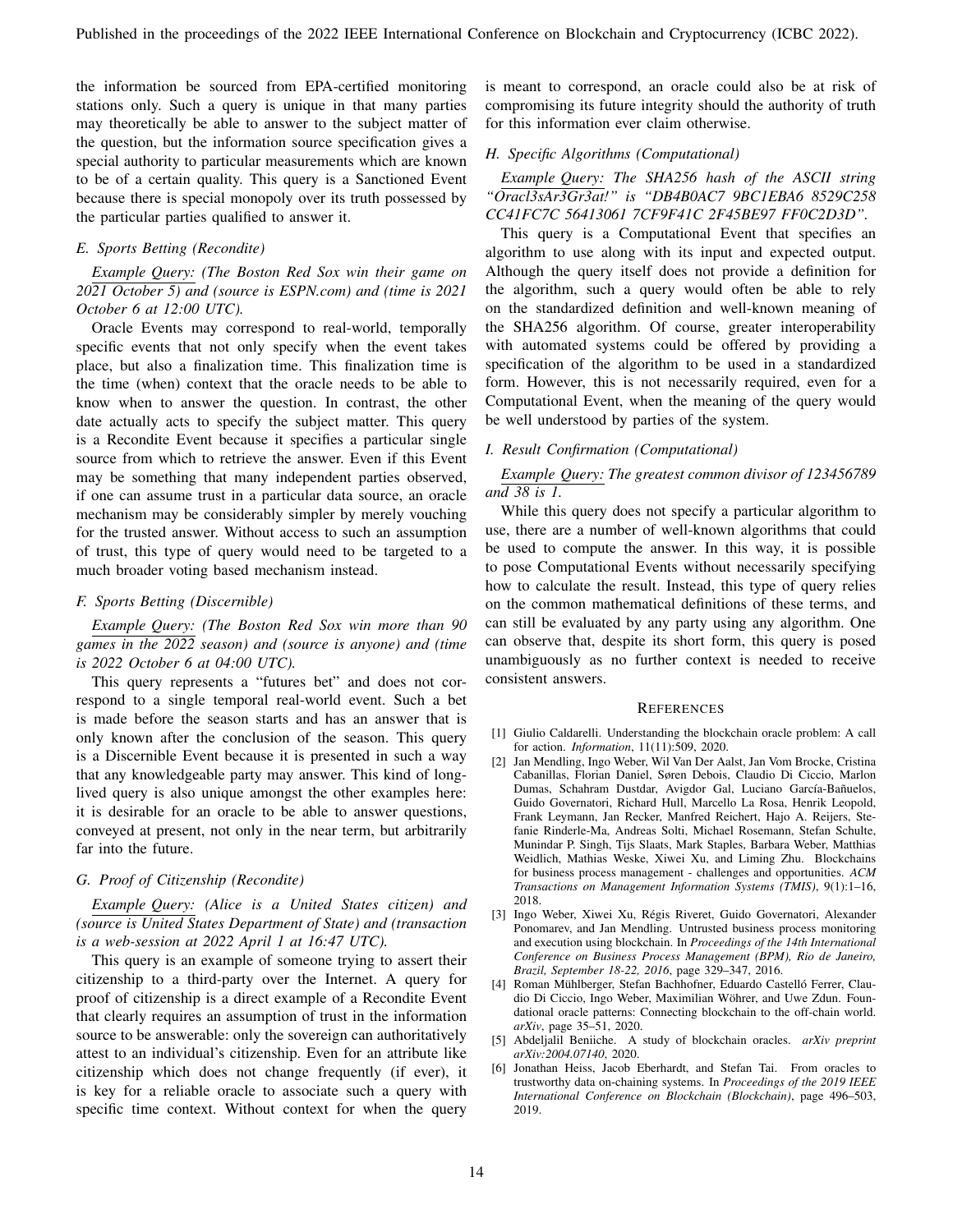the information be sourced from EPA-certified monitoring stations only. Such a query is unique in that many parties may theoretically be able to answer to the subject matter of the question, but the information source specification gives a special authority to particular measurements which are known to be of a certain quality. This query is a Sanctioned Event because there is special monopoly over its truth possessed by the particular parties qualified to answer it.

### E. Sports Betting (Recondite)

*Example Query: (The Boston Red Sox win their game on 2021 October 5) and (source is ESPN.com) and (time is 2021 October 6 at 12:00 UTC).*

Oracle Events may correspond to real-world, temporally specific events that not only specify when the event takes place, but also a finalization time. This finalization time is the time (when) context that the oracle needs to be able to know when to answer the question. In contrast, the other date actually acts to specify the subject matter. This query is a Recondite Event because it specifies a particular single source from which to retrieve the answer. Even if this Event may be something that many independent parties observed, if one can assume trust in a particular data source, an oracle mechanism may be considerably simpler by merely vouching for the trusted answer. Without access to such an assumption of trust, this type of query would need to be targeted to a much broader voting based mechanism instead.

### F. Sports Betting (Discernible)

*Example Query: (The Boston Red Sox win more than 90 games in the 2022 season) and (source is anyone) and (time is 2022 October 6 at 04:00 UTC).*

This query represents a "futures bet" and does not correspond to a single temporal real-world event. Such a bet is made before the season starts and has an answer that is only known after the conclusion of the season. This query is a Discernible Event because it is presented in such a way that any knowledgeable party may answer. This kind of long-lived query is also unique amongst the other examples here: it is desirable for an oracle to be able to answer questions, conveyed at present, not only in the near term, but arbitrarily far into the future.

### G. Proof of Citizenship (Recondite)

*Example Query: (Alice is a United States citizen) and (source is United States Department of State) and (transaction is a web-session at 2022 April 1 at 16:47 UTC).*

This query is an example of someone trying to assert their citizenship to a third-party over the Internet. A query for proof of citizenship is a direct example of a Recondite Event that clearly requires an assumption of trust in the information source to be answerable: only the sovereign can authoritatively attest to an individual's citizenship. Even for an attribute like citizenship which does not change frequently (if ever), it is key for a reliable oracle to associate such a query with specific time context. Without context for when the query is meant to correspond, an oracle could also be at risk of compromising its future integrity should the authority of truth for this information ever claim otherwise.

### H. Specific Algorithms (Computational)

*Example Query: The SHA256 hash of the ASCII string "Oracl3sAr3Gr3at!" is "DB4B0AC7 9BC1EBA6 8529C258 CC41FC7C 56413061 7CF9F41C 2F45BE97 FF0C2D3D".*

This query is a Computational Event that specifies an algorithm to use along with its input and expected output. Although the query itself does not provide a definition for the algorithm, such a query would often be able to rely on the standardized definition and well-known meaning of the SHA256 algorithm. Of course, greater interoperability with automated systems could be offered by providing a specification of the algorithm to be used in a standardized form. However, this is not necessarily required, even for a Computational Event, when the meaning of the query would be well understood by parties of the system.

### I. Result Confirmation (Computational)

*Example Query: The greatest common divisor of 123456789 and 38 is 1.*

While this query does not specify a particular algorithm to use, there are a number of well-known algorithms that could be used to compute the answer. In this way, it is possible to pose Computational Events without necessarily specifying how to calculate the result. Instead, this type of query relies on the common mathematical definitions of these terms, and can still be evaluated by any party using any algorithm. One can observe that, despite its short form, this query is posed unambiguously as no further context is needed to receive consistent answers.

## References

[1] Giulio Caldarelli. Understanding the blockchain oracle problem: A call for action. *Information*, 11(11):509, 2020.

[2] Jan Mendling, Ingo Weber, Wil Van Der Aalst, Jan Vom Brocke, Cristina Cabanillas, Florian Daniel, Søren Debois, Claudio Di Ciccio, Marlon Dumas, Schahram Dustdar, Avigdor Gal, Luciano García-Bañuelos, Guido Governatori, Richard Hull, Marcello La Rosa, Henrik Leopold, Frank Leymann, Jan Recker, Manfred Reichert, Hajo A. Reijers, Stefanie Rinderle-Ma, Andreas Solti, Michael Rosemann, Stefan Schulte, Munindar P. Singh, Tijs Slaats, Mark Staples, Barbara Weber, Matthias Weidlich, Mathias Weske, Xiwei Xu, and Liming Zhu. Blockchains for business process management - challenges and opportunities. *ACM Transactions on Management Information Systems (TMIS)*, 9(1):1–16, 2018.

[3] Ingo Weber, Xiwei Xu, Régis Riveret, Guido Governatori, Alexander Ponomarev, and Jan Mendling. Untrusted business process monitoring and execution using blockchain. In *Proceedings of the 14th International Conference on Business Process Management (BPM), Rio de Janeiro, Brazil, September 18-22, 2016*, page 329–347, 2016.

[4] Roman Mühlberger, Stefan Bachhofner, Eduardo Castelló Ferrer, Claudio Di Ciccio, Ingo Weber, Maximilian Wöhrer, and Uwe Zdun. Foundational oracle patterns: Connecting blockchain to the off-chain world. *arXiv*, page 35–51, 2020.

[5] Abdeljalil Beniiche. A study of blockchain oracles. *arXiv preprint arXiv:2004.07140*, 2020.

[6] Jonathan Heiss, Jacob Eberhardt, and Stefan Tai. From oracles to trustworthy data on-chaining systems. In *Proceedings of the 2019 IEEE International Conference on Blockchain (Blockchain)*, page 496–503, 2019.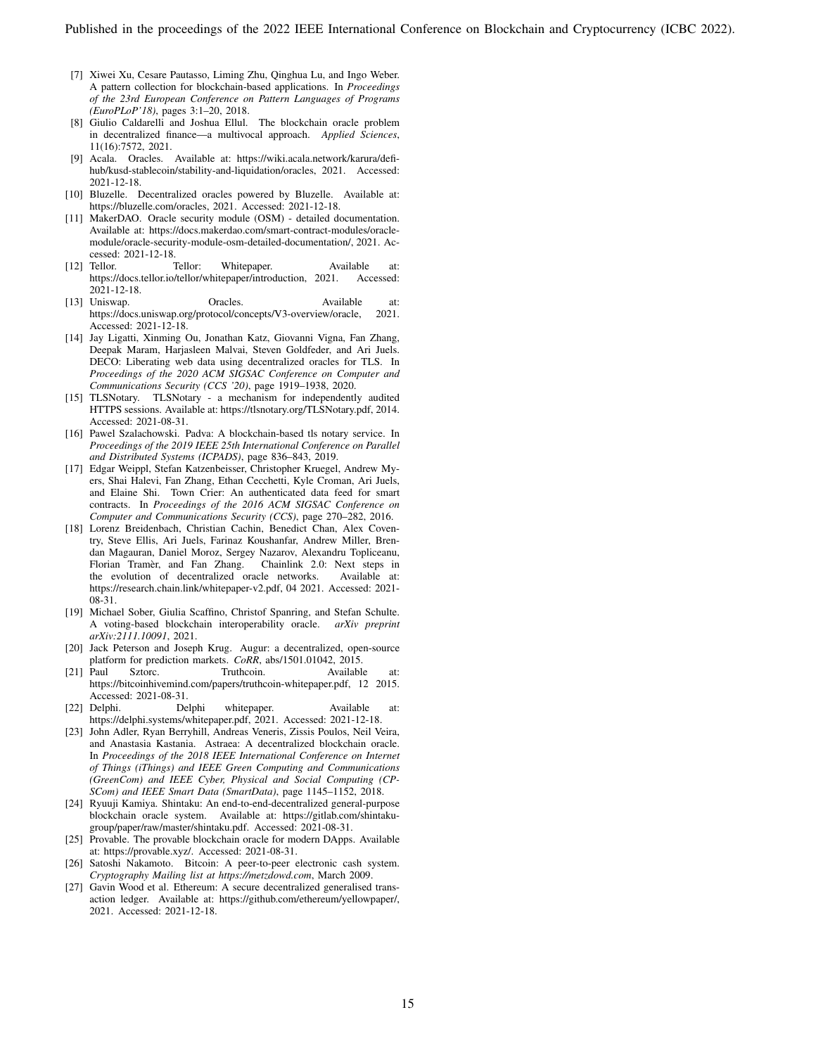[7] Xiwei Xu, Cesare Pautasso, Liming Zhu, Qinghua Lu, and Ingo Weber. A pattern collection for blockchain-based applications. In *Proceedings of the 23rd European Conference on Pattern Languages of Programs (EuroPLoP'18)*, pages 3:1–20, 2018.

[8] Giulio Caldarelli and Joshua Ellul. The blockchain oracle problem in decentralized finance—a multivocal approach. *Applied Sciences*, 11(16):7572, 2021.

[9] Acala. Oracles. Available at: https://wiki.acala.network/karura/defi-hub/kusd-stablecoin/stability-and-liquidation/oracles, 2021. Accessed: 2021-12-18.

[10] Bluzelle. Decentralized oracles powered by Bluzelle. Available at: https://bluzelle.com/oracles, 2021. Accessed: 2021-12-18.

[11] MakerDAO. Oracle security module (OSM) - detailed documentation. Available at: https://docs.makerdao.com/smart-contract-modules/oracle-module/oracle-security-module-osm-detailed-documentation/, 2021. Accessed: 2021-12-18.

[12] Tellor. Tellor: Whitepaper. Available at: https://docs.tellor.io/tellor/whitepaper/introduction, 2021. Accessed: 2021-12-18.

[13] Uniswap. Oracles. Available at: https://docs.uniswap.org/protocol/concepts/V3-overview/oracle, 2021. Accessed: 2021-12-18.

[14] Jay Ligatti, Xinming Ou, Jonathan Katz, Giovanni Vigna, Fan Zhang, Deepak Maram, Harjasleen Malvai, Steven Goldfeder, and Ari Juels. DECO: Liberating web data using decentralized oracles for TLS. In *Proceedings of the 2020 ACM SIGSAC Conference on Computer and Communications Security (CCS '20)*, page 1919–1938, 2020.

[15] TLSNotary. TLSNotary - a mechanism for independently audited HTTPS sessions. Available at: https://tlsnotary.org/TLSNotary.pdf, 2014. Accessed: 2021-08-31.

[16] Pawel Szalachowski. Padva: A blockchain-based tls notary service. In *Proceedings of the 2019 IEEE 25th International Conference on Parallel and Distributed Systems (ICPADS)*, page 836–843, 2019.

[17] Edgar Weippl, Stefan Katzenbeisser, Christopher Kruegel, Andrew Myers, Shai Halevi, Fan Zhang, Ethan Cecchetti, Kyle Croman, Ari Juels, and Elaine Shi. Town Crier: An authenticated data feed for smart contracts. In *Proceedings of the 2016 ACM SIGSAC Conference on Computer and Communications Security (CCS)*, page 270–282, 2016.

[18] Lorenz Breidenbach, Christian Cachin, Benedict Chan, Alex Coventry, Steve Ellis, Ari Juels, Farinaz Koushanfar, Andrew Miller, Brendan Magauran, Daniel Moroz, Sergey Nazarov, Alexandru Topliceanu, Florian Tramèr, and Fan Zhang. Chainlink 2.0: Next steps in the evolution of decentralized oracle networks. Available at: https://research.chain.link/whitepaper-v2.pdf, 04 2021. Accessed: 2021-08-31.

[19] Michael Sober, Giulia Scaffino, Christof Spanring, and Stefan Schulte. A voting-based blockchain interoperability oracle. *arXiv preprint arXiv:2111.10091*, 2021.

[20] Jack Peterson and Joseph Krug. Augur: a decentralized, open-source platform for prediction markets. *CoRR*, abs/1501.01042, 2015.

[21] Paul Sztorc. Truthcoin. Available at: https://bitcoinhivemind.com/papers/truthcoin-whitepaper.pdf, 12 2015. Accessed: 2021-08-31.

[22] Delphi. Delphi whitepaper. Available at: https://delphi.systems/whitepaper.pdf, 2021. Accessed: 2021-12-18.

[23] John Adler, Ryan Berryhill, Andreas Veneris, Zissis Poulos, Neil Veira, and Anastasia Kastania. Astraea: A decentralized blockchain oracle. In *Proceedings of the 2018 IEEE International Conference on Internet of Things (iThings) and IEEE Green Computing and Communications (GreenCom) and IEEE Cyber, Physical and Social Computing (CPSCom) and IEEE Smart Data (SmartData)*, page 1145–1152, 2018.

[24] Ryuuji Kamiya. Shintaku: An end-to-end-decentralized general-purpose blockchain oracle system. Available at: https://gitlab.com/shintaku-group/paper/raw/master/shintaku.pdf. Accessed: 2021-08-31.

[25] Provable. The provable blockchain oracle for modern DApps. Available at: https://provable.xyz/. Accessed: 2021-08-31.

[26] Satoshi Nakamoto. Bitcoin: A peer-to-peer electronic cash system. *Cryptography Mailing list at https://metzdowd.com*, March 2009.

[27] Gavin Wood et al. Ethereum: A secure decentralized generalised transaction ledger. Available at: https://github.com/ethereum/yellowpaper/, 2021. Accessed: 2021-12-18.